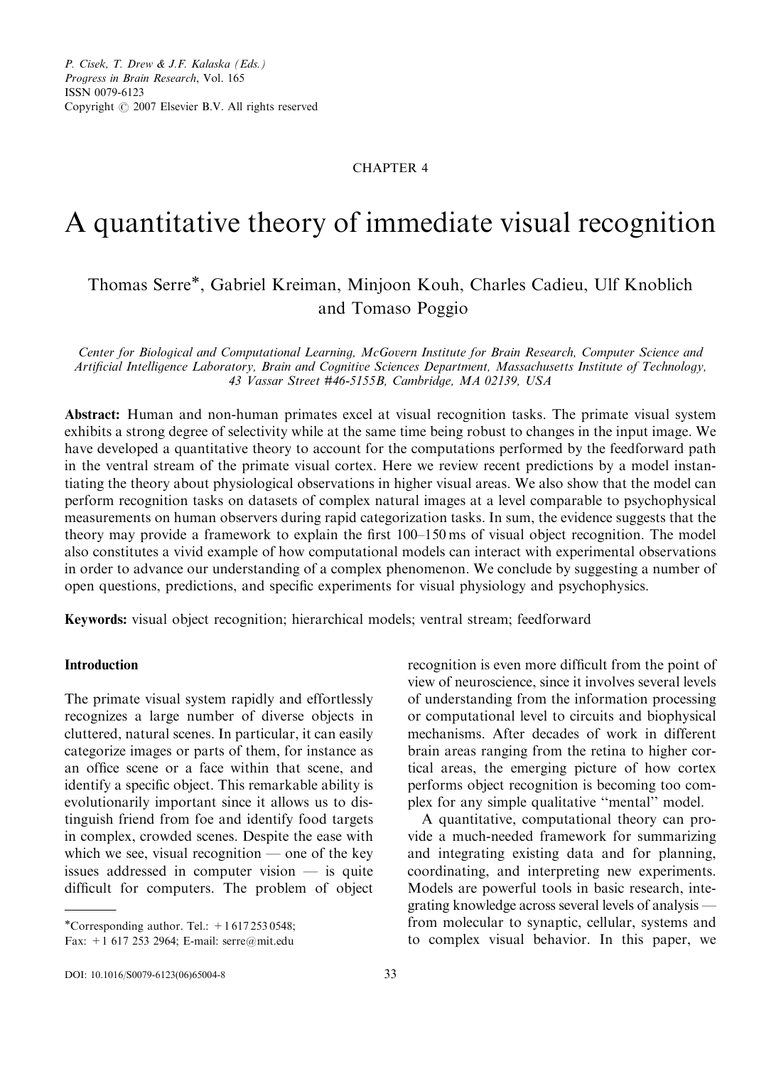P. Cisek, T. Drew & J.F. Kalaska (Eds.)
*Progress in Brain Research*, Vol. 165
ISSN 0079-6123
Copyright © 2007 Elsevier B.V. All rights reserved

CHAPTER 4

# A quantitative theory of immediate visual recognition

Thomas Serre*, Gabriel Kreiman, Minjoon Kouh, Charles Cadieu, Ulf Knoblich and Tomaso Poggio

*Center for Biological and Computational Learning, McGovern Institute for Brain Research, Computer Science and Artificial Intelligence Laboratory, Brain and Cognitive Sciences Department, Massachusetts Institute of Technology, 43 Vassar Street #46-5155B, Cambridge, MA 02139, USA*

**Abstract:** Human and non-human primates excel at visual recognition tasks. The primate visual system exhibits a strong degree of selectivity while at the same time being robust to changes in the input image. We have developed a quantitative theory to account for the computations performed by the feedforward path in the ventral stream of the primate visual cortex. Here we review recent predictions by a model instantiating the theory about physiological observations in higher visual areas. We also show that the model can perform recognition tasks on datasets of complex natural images at a level comparable to psychophysical measurements on human observers during rapid categorization tasks. In sum, the evidence suggests that the theory may provide a framework to explain the first 100–150 ms of visual object recognition. The model also constitutes a vivid example of how computational models can interact with experimental observations in order to advance our understanding of a complex phenomenon. We conclude by suggesting a number of open questions, predictions, and specific experiments for visual physiology and psychophysics.

**Keywords:** visual object recognition; hierarchical models; ventral stream; feedforward

## Introduction

The primate visual system rapidly and effortlessly recognizes a large number of diverse objects in cluttered, natural scenes. In particular, it can easily categorize images or parts of them, for instance as an office scene or a face within that scene, and identify a specific object. This remarkable ability is evolutionarily important since it allows us to distinguish friend from foe and identify food targets in complex, crowded scenes. Despite the ease with which we see, visual recognition — one of the key issues addressed in computer vision — is quite difficult for computers. The problem of object recognition is even more difficult from the point of view of neuroscience, since it involves several levels of understanding from the information processing or computational level to circuits and biophysical mechanisms. After decades of work in different brain areas ranging from the retina to higher cortical areas, the emerging picture of how cortex performs object recognition is becoming too complex for any simple qualitative "mental" model.

A quantitative, computational theory can provide a much-needed framework for summarizing and integrating existing data and for planning, coordinating, and interpreting new experiments. Models are powerful tools in basic research, integrating knowledge across several levels of analysis — from molecular to synaptic, cellular, systems and to complex visual behavior. In this paper, we

*Corresponding author. Tel.: +1 617 253 0548; Fax: +1 617 253 2964; E-mail: serre@mit.edu

DOI: 10.1016/S0079-6123(06)65004-8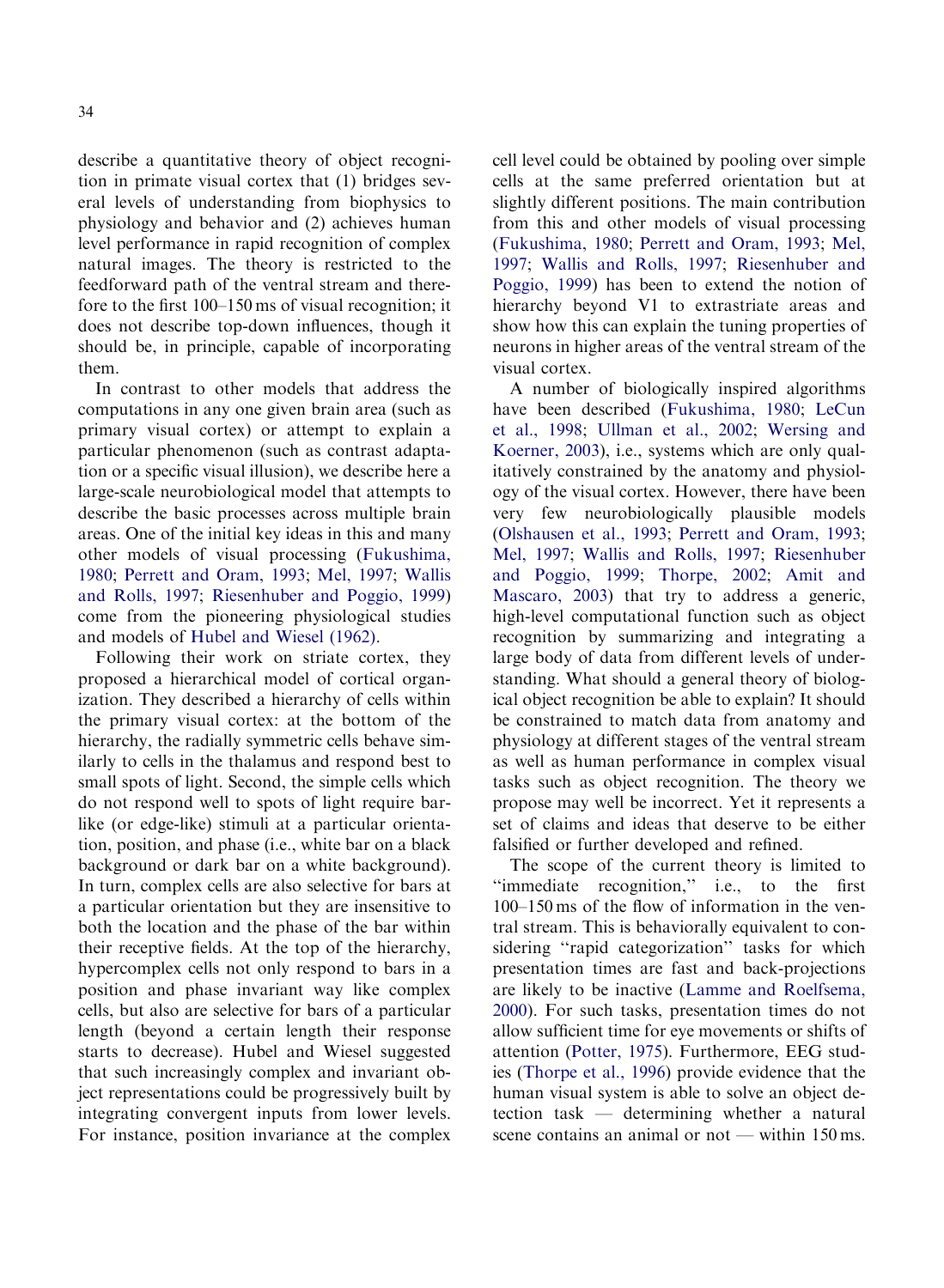describe a quantitative theory of object recognition in primate visual cortex that (1) bridges several levels of understanding from biophysics to physiology and behavior and (2) achieves human level performance in rapid recognition of complex natural images. The theory is restricted to the feedforward path of the ventral stream and therefore to the first 100–150 ms of visual recognition; it does not describe top-down influences, though it should be, in principle, capable of incorporating them.

In contrast to other models that address the computations in any one given brain area (such as primary visual cortex) or attempt to explain a particular phenomenon (such as contrast adaptation or a specific visual illusion), we describe here a large-scale neurobiological model that attempts to describe the basic processes across multiple brain areas. One of the initial key ideas in this and many other models of visual processing (Fukushima, 1980; Perrett and Oram, 1993; Mel, 1997; Wallis and Rolls, 1997; Riesenhuber and Poggio, 1999) come from the pioneering physiological studies and models of Hubel and Wiesel (1962).

Following their work on striate cortex, they proposed a hierarchical model of cortical organization. They described a hierarchy of cells within the primary visual cortex: at the bottom of the hierarchy, the radially symmetric cells behave similarly to cells in the thalamus and respond best to small spots of light. Second, the simple cells which do not respond well to spots of light require bar-like (or edge-like) stimuli at a particular orientation, position, and phase (i.e., white bar on a black background or dark bar on a white background). In turn, complex cells are also selective for bars at a particular orientation but they are insensitive to both the location and the phase of the bar within their receptive fields. At the top of the hierarchy, hypercomplex cells not only respond to bars in a position and phase invariant way like complex cells, but also are selective for bars of a particular length (beyond a certain length their response starts to decrease). Hubel and Wiesel suggested that such increasingly complex and invariant object representations could be progressively built by integrating convergent inputs from lower levels. For instance, position invariance at the complex cell level could be obtained by pooling over simple cells at the same preferred orientation but at slightly different positions. The main contribution from this and other models of visual processing (Fukushima, 1980; Perrett and Oram, 1993; Mel, 1997; Wallis and Rolls, 1997; Riesenhuber and Poggio, 1999) has been to extend the notion of hierarchy beyond V1 to extrastriate areas and show how this can explain the tuning properties of neurons in higher areas of the ventral stream of the visual cortex.

A number of biologically inspired algorithms have been described (Fukushima, 1980; LeCun et al., 1998; Ullman et al., 2002; Wersing and Koerner, 2003), i.e., systems which are only qualitatively constrained by the anatomy and physiology of the visual cortex. However, there have been very few neurobiologically plausible models (Olshausen et al., 1993; Perrett and Oram, 1993; Mel, 1997; Wallis and Rolls, 1997; Riesenhuber and Poggio, 1999; Thorpe, 2002; Amit and Mascaro, 2003) that try to address a generic, high-level computational function such as object recognition by summarizing and integrating a large body of data from different levels of understanding. What should a general theory of biological object recognition be able to explain? It should be constrained to match data from anatomy and physiology at different stages of the ventral stream as well as human performance in complex visual tasks such as object recognition. The theory we propose may well be incorrect. Yet it represents a set of claims and ideas that deserve to be either falsified or further developed and refined.

The scope of the current theory is limited to "immediate recognition," i.e., to the first 100–150 ms of the flow of information in the ventral stream. This is behaviorally equivalent to considering "rapid categorization" tasks for which presentation times are fast and back-projections are likely to be inactive (Lamme and Roelfsema, 2000). For such tasks, presentation times do not allow sufficient time for eye movements or shifts of attention (Potter, 1975). Furthermore, EEG studies (Thorpe et al., 1996) provide evidence that the human visual system is able to solve an object detection task — determining whether a natural scene contains an animal or not — within 150 ms.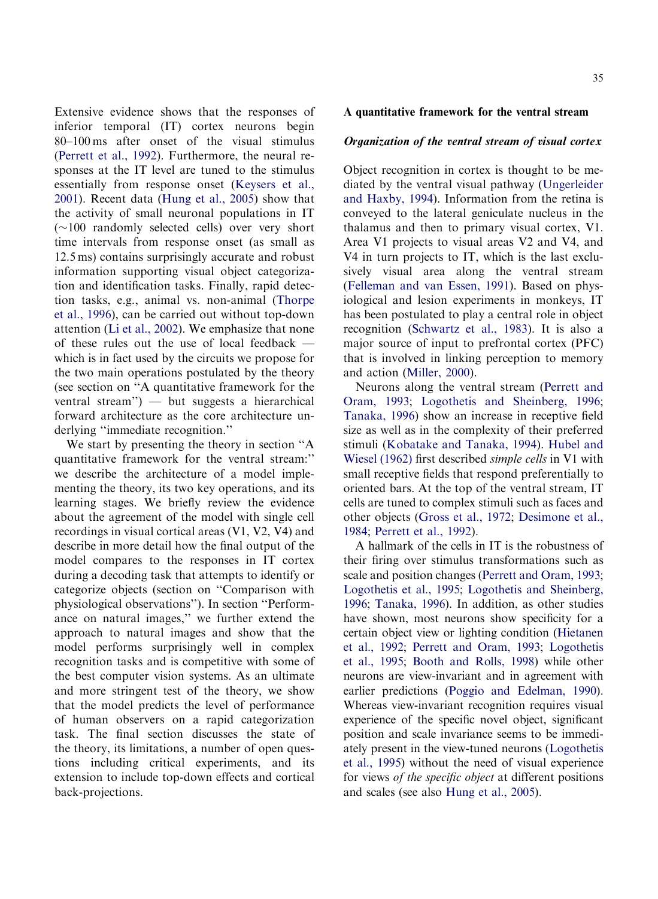Extensive evidence shows that the responses of inferior temporal (IT) cortex neurons begin 80–100 ms after onset of the visual stimulus (Perrett et al., 1992). Furthermore, the neural responses at the IT level are tuned to the stimulus essentially from response onset (Keysers et al., 2001). Recent data (Hung et al., 2005) show that the activity of small neuronal populations in IT (~100 randomly selected cells) over very short time intervals from response onset (as small as 12.5 ms) contains surprisingly accurate and robust information supporting visual object categorization and identification tasks. Finally, rapid detection tasks, e.g., animal vs. non-animal (Thorpe et al., 1996), can be carried out without top-down attention (Li et al., 2002). We emphasize that none of these rules out the use of local feedback — which is in fact used by the circuits we propose for the two main operations postulated by the theory (see section on "A quantitative framework for the ventral stream") — but suggests a hierarchical forward architecture as the core architecture underlying "immediate recognition."

We start by presenting the theory in section "A quantitative framework for the ventral stream:" we describe the architecture of a model implementing the theory, its two key operations, and its learning stages. We briefly review the evidence about the agreement of the model with single cell recordings in visual cortical areas (V1, V2, V4) and describe in more detail how the final output of the model compares to the responses in IT cortex during a decoding task that attempts to identify or categorize objects (section on "Comparison with physiological observations"). In section "Performance on natural images," we further extend the approach to natural images and show that the model performs surprisingly well in complex recognition tasks and is competitive with some of the best computer vision systems. As an ultimate and more stringent test of the theory, we show that the model predicts the level of performance of human observers on a rapid categorization task. The final section discusses the state of the theory, its limitations, a number of open questions including critical experiments, and its extension to include top-down effects and cortical back-projections.

## A quantitative framework for the ventral stream

### *Organization of the ventral stream of visual cortex*

Object recognition in cortex is thought to be mediated by the ventral visual pathway (Ungerleider and Haxby, 1994). Information from the retina is conveyed to the lateral geniculate nucleus in the thalamus and then to primary visual cortex, V1. Area V1 projects to visual areas V2 and V4, and V4 in turn projects to IT, which is the last exclusively visual area along the ventral stream (Felleman and van Essen, 1991). Based on physiological and lesion experiments in monkeys, IT has been postulated to play a central role in object recognition (Schwartz et al., 1983). It is also a major source of input to prefrontal cortex (PFC) that is involved in linking perception to memory and action (Miller, 2000).

Neurons along the ventral stream (Perrett and Oram, 1993; Logothetis and Sheinberg, 1996; Tanaka, 1996) show an increase in receptive field size as well as in the complexity of their preferred stimuli (Kobatake and Tanaka, 1994). Hubel and Wiesel (1962) first described *simple cells* in V1 with small receptive fields that respond preferentially to oriented bars. At the top of the ventral stream, IT cells are tuned to complex stimuli such as faces and other objects (Gross et al., 1972; Desimone et al., 1984; Perrett et al., 1992).

A hallmark of the cells in IT is the robustness of their firing over stimulus transformations such as scale and position changes (Perrett and Oram, 1993; Logothetis et al., 1995; Logothetis and Sheinberg, 1996; Tanaka, 1996). In addition, as other studies have shown, most neurons show specificity for a certain object view or lighting condition (Hietanen et al., 1992; Perrett and Oram, 1993; Logothetis et al., 1995; Booth and Rolls, 1998) while other neurons are view-invariant and in agreement with earlier predictions (Poggio and Edelman, 1990). Whereas view-invariant recognition requires visual experience of the specific novel object, significant position and scale invariance seems to be immediately present in the view-tuned neurons (Logothetis et al., 1995) without the need of visual experience for views *of the specific object* at different positions and scales (see also Hung et al., 2005).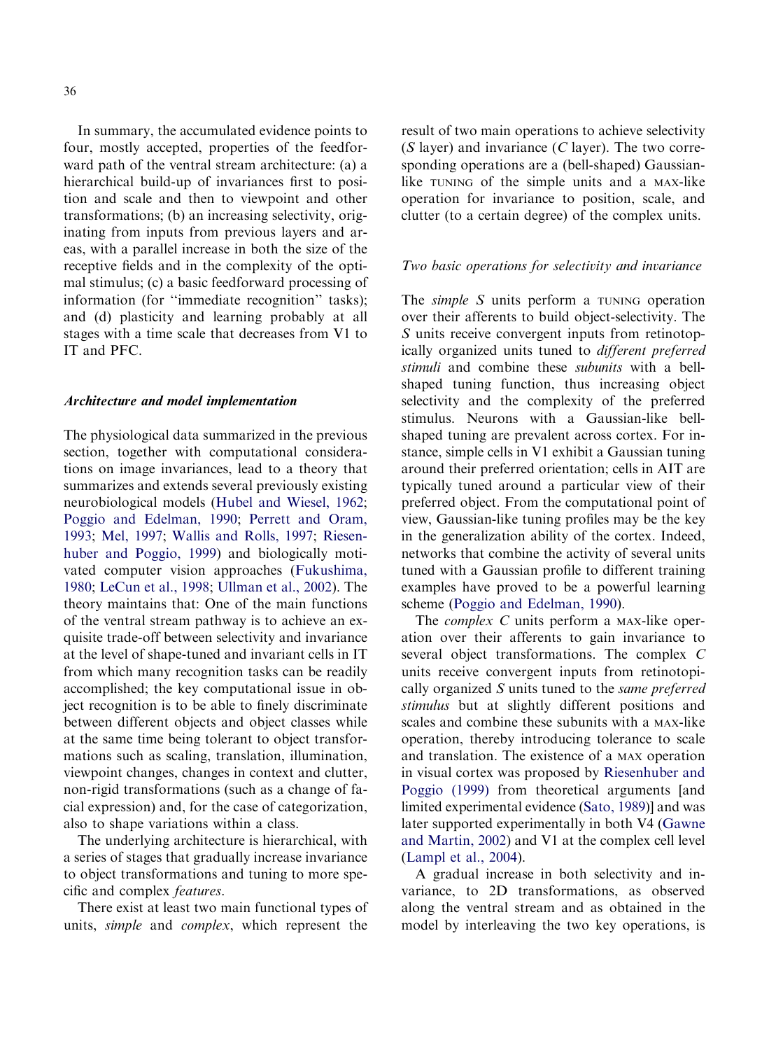In summary, the accumulated evidence points to four, mostly accepted, properties of the feedforward path of the ventral stream architecture: (a) a hierarchical build-up of invariances first to position and scale and then to viewpoint and other transformations; (b) an increasing selectivity, originating from inputs from previous layers and areas, with a parallel increase in both the size of the receptive fields and in the complexity of the optimal stimulus; (c) a basic feedforward processing of information (for ''immediate recognition'' tasks); and (d) plasticity and learning probably at all stages with a time scale that decreases from V1 to IT and PFC.

### *Architecture and model implementation*

The physiological data summarized in the previous section, together with computational considerations on image invariances, lead to a theory that summarizes and extends several previously existing neurobiological models (Hubel and Wiesel, 1962; Poggio and Edelman, 1990; Perrett and Oram, 1993; Mel, 1997; Wallis and Rolls, 1997; Riesenhuber and Poggio, 1999) and biologically motivated computer vision approaches (Fukushima, 1980; LeCun et al., 1998; Ullman et al., 2002). The theory maintains that: One of the main functions of the ventral stream pathway is to achieve an exquisite trade-off between selectivity and invariance at the level of shape-tuned and invariant cells in IT from which many recognition tasks can be readily accomplished; the key computational issue in object recognition is to be able to finely discriminate between different objects and object classes while at the same time being tolerant to object transformations such as scaling, translation, illumination, viewpoint changes, changes in context and clutter, non-rigid transformations (such as a change of facial expression) and, for the case of categorization, also to shape variations within a class.

The underlying architecture is hierarchical, with a series of stages that gradually increase invariance to object transformations and tuning to more specific and complex *features*.

There exist at least two main functional types of units, *simple* and *complex*, which represent the result of two main operations to achieve selectivity ($S$ layer) and invariance ($C$ layer). The two corresponding operations are a (bell-shaped) Gaussian-like TUNING of the simple units and a MAX-like operation for invariance to position, scale, and clutter (to a certain degree) of the complex units.

#### *Two basic operations for selectivity and invariance*

The *simple S* units perform a TUNING operation over their afferents to build object-selectivity. The $S$ units receive convergent inputs from retinotopically organized units tuned to *different preferred stimuli* and combine these *subunits* with a bell-shaped tuning function, thus increasing object selectivity and the complexity of the preferred stimulus. Neurons with a Gaussian-like bell-shaped tuning are prevalent across cortex. For instance, simple cells in V1 exhibit a Gaussian tuning around their preferred orientation; cells in AIT are typically tuned around a particular view of their preferred object. From the computational point of view, Gaussian-like tuning profiles may be the key in the generalization ability of the cortex. Indeed, networks that combine the activity of several units tuned with a Gaussian profile to different training examples have proved to be a powerful learning scheme (Poggio and Edelman, 1990).

The *complex C* units perform a MAX-like operation over their afferents to gain invariance to several object transformations. The complex $C$ units receive convergent inputs from retinotopically organized $S$ units tuned to the *same preferred stimulus* but at slightly different positions and scales and combine these subunits with a MAX-like operation, thereby introducing tolerance to scale and translation. The existence of a MAX operation in visual cortex was proposed by Riesenhuber and Poggio (1999) from theoretical arguments [and limited experimental evidence (Sato, 1989)] and was later supported experimentally in both V4 (Gawne and Martin, 2002) and V1 at the complex cell level (Lampl et al., 2004).

A gradual increase in both selectivity and invariance, to 2D transformations, as observed along the ventral stream and as obtained in the model by interleaving the two key operations, is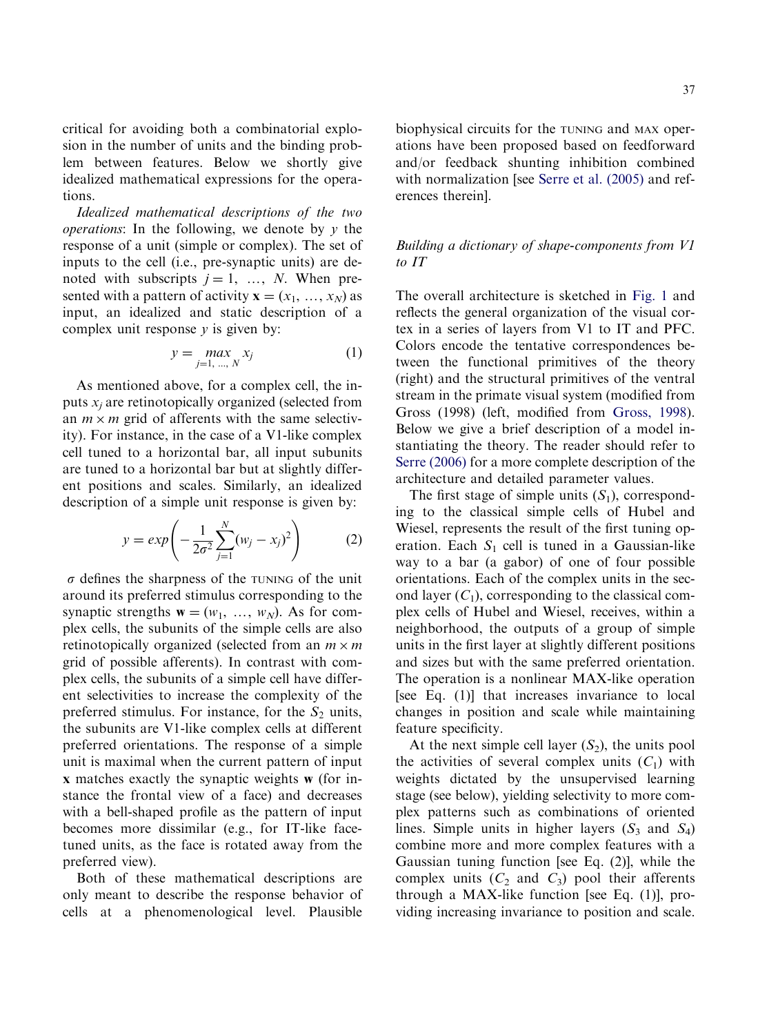critical for avoiding both a combinatorial explosion in the number of units and the binding problem between features. Below we shortly give idealized mathematical expressions for the operations.

*Idealized mathematical descriptions of the two operations*: In the following, we denote by $y$ the response of a unit (simple or complex). The set of inputs to the cell (i.e., pre-synaptic units) are denoted with subscripts $j = 1, \ldots, N$. When presented with a pattern of activity $\mathbf{x} = (x_1, \ldots, x_N)$ as input, an idealized and static description of a complex unit response $y$ is given by:

$$y = \max_{j=1, \ldots, N} x_j \tag{1}$$

As mentioned above, for a complex cell, the inputs $x_j$ are retinotopically organized (selected from an $m \times m$ grid of afferents with the same selectivity). For instance, in the case of a V1-like complex cell tuned to a horizontal bar, all input subunits are tuned to a horizontal bar but at slightly different positions and scales. Similarly, an idealized description of a simple unit response is given by:

$$y = exp\left(-\frac{1}{2\sigma^2}\sum_{j=1}^{N}(w_j - x_j)^2\right) \tag{2}$$

$\sigma$ defines the sharpness of the TUNING of the unit around its preferred stimulus corresponding to the synaptic strengths $\mathbf{w} = (w_1, \ldots, w_N)$. As for complex cells, the subunits of the simple cells are also retinotopically organized (selected from an $m \times m$ grid of possible afferents). In contrast with complex cells, the subunits of a simple cell have different selectivities to increase the complexity of the preferred stimulus. For instance, for the $S_2$ units, the subunits are V1-like complex cells at different preferred orientations. The response of a simple unit is maximal when the current pattern of input $\mathbf{x}$ matches exactly the synaptic weights $\mathbf{w}$ (for instance the frontal view of a face) and decreases with a bell-shaped profile as the pattern of input becomes more dissimilar (e.g., for IT-like face-tuned units, as the face is rotated away from the preferred view).

Both of these mathematical descriptions are only meant to describe the response behavior of cells at a phenomenological level. Plausible biophysical circuits for the TUNING and MAX operations have been proposed based on feedforward and/or feedback shunting inhibition combined with normalization [see Serre et al. (2005) and references therein].

### *Building a dictionary of shape-components from V1 to IT*

The overall architecture is sketched in Fig. 1 and reflects the general organization of the visual cortex in a series of layers from V1 to IT and PFC. Colors encode the tentative correspondences between the functional primitives of the theory (right) and the structural primitives of the ventral stream in the primate visual system (modified from Gross (1998) (left, modified from Gross, 1998). Below we give a brief description of a model instantiating the theory. The reader should refer to Serre (2006) for a more complete description of the architecture and detailed parameter values.

The first stage of simple units ($S_1$), corresponding to the classical simple cells of Hubel and Wiesel, represents the result of the first tuning operation. Each $S_1$ cell is tuned in a Gaussian-like way to a bar (a gabor) of one of four possible orientations. Each of the complex units in the second layer ($C_1$), corresponding to the classical complex cells of Hubel and Wiesel, receives, within a neighborhood, the outputs of a group of simple units in the first layer at slightly different positions and sizes but with the same preferred orientation. The operation is a nonlinear MAX-like operation [see Eq. (1)] that increases invariance to local changes in position and scale while maintaining feature specificity.

At the next simple cell layer ($S_2$), the units pool the activities of several complex units ($C_1$) with weights dictated by the unsupervised learning stage (see below), yielding selectivity to more complex patterns such as combinations of oriented lines. Simple units in higher layers ($S_3$ and $S_4$) combine more and more complex features with a Gaussian tuning function [see Eq. (2)], while the complex units ($C_2$ and $C_3$) pool their afferents through a MAX-like function [see Eq. (1)], providing increasing invariance to position and scale.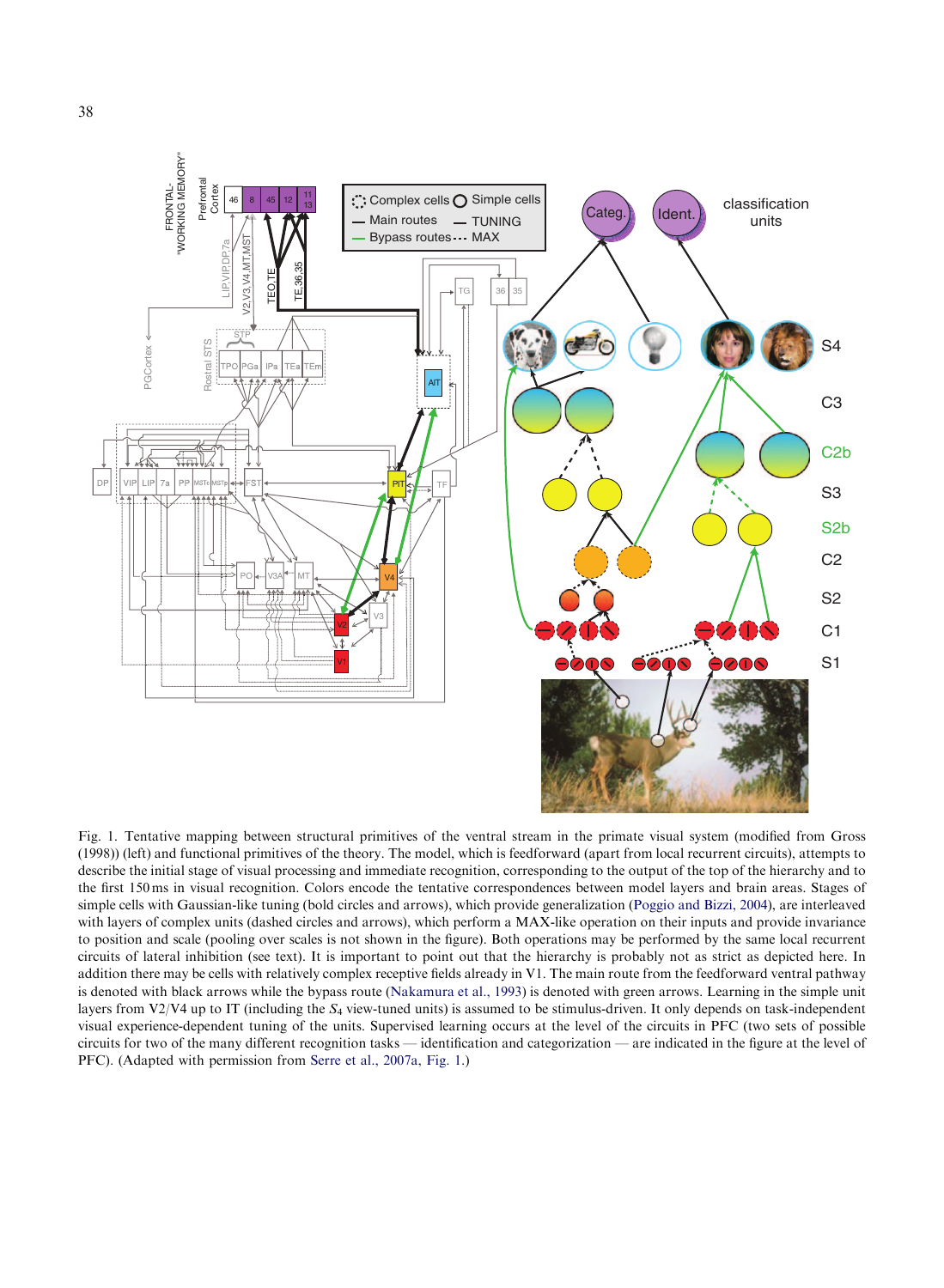Fig. 1. Tentative mapping between structural primitives of the ventral stream in the primate visual system (modified from Gross (1998)) (left) and functional primitives of the theory. The model, which is feedforward (apart from local recurrent circuits), attempts to describe the initial stage of visual processing and immediate recognition, corresponding to the output of the top of the hierarchy and to the first 150 ms in visual recognition. Colors encode the tentative correspondences between model layers and brain areas. Stages of simple cells with Gaussian-like tuning (bold circles and arrows), which provide generalization (Poggio and Bizzi, 2004), are interleaved with layers of complex units (dashed circles and arrows), which perform a MAX-like operation on their inputs and provide invariance to position and scale (pooling over scales is not shown in the figure). Both operations may be performed by the same local recurrent circuits of lateral inhibition (see text). It is important to point out that the hierarchy is probably not as strict as depicted here. In addition there may be cells with relatively complex receptive fields already in V1. The main route from the feedforward ventral pathway is denoted with black arrows while the bypass route (Nakamura et al., 1993) is denoted with green arrows. Learning in the simple unit layers from V2/V4 up to IT (including the $S_4$ view-tuned units) is assumed to be stimulus-driven. It only depends on task-independent visual experience-dependent tuning of the units. Supervised learning occurs at the level of the circuits in PFC (two sets of possible circuits for two of the many different recognition tasks — identification and categorization — are indicated in the figure at the level of PFC). (Adapted with permission from Serre et al., 2007a, Fig. 1.)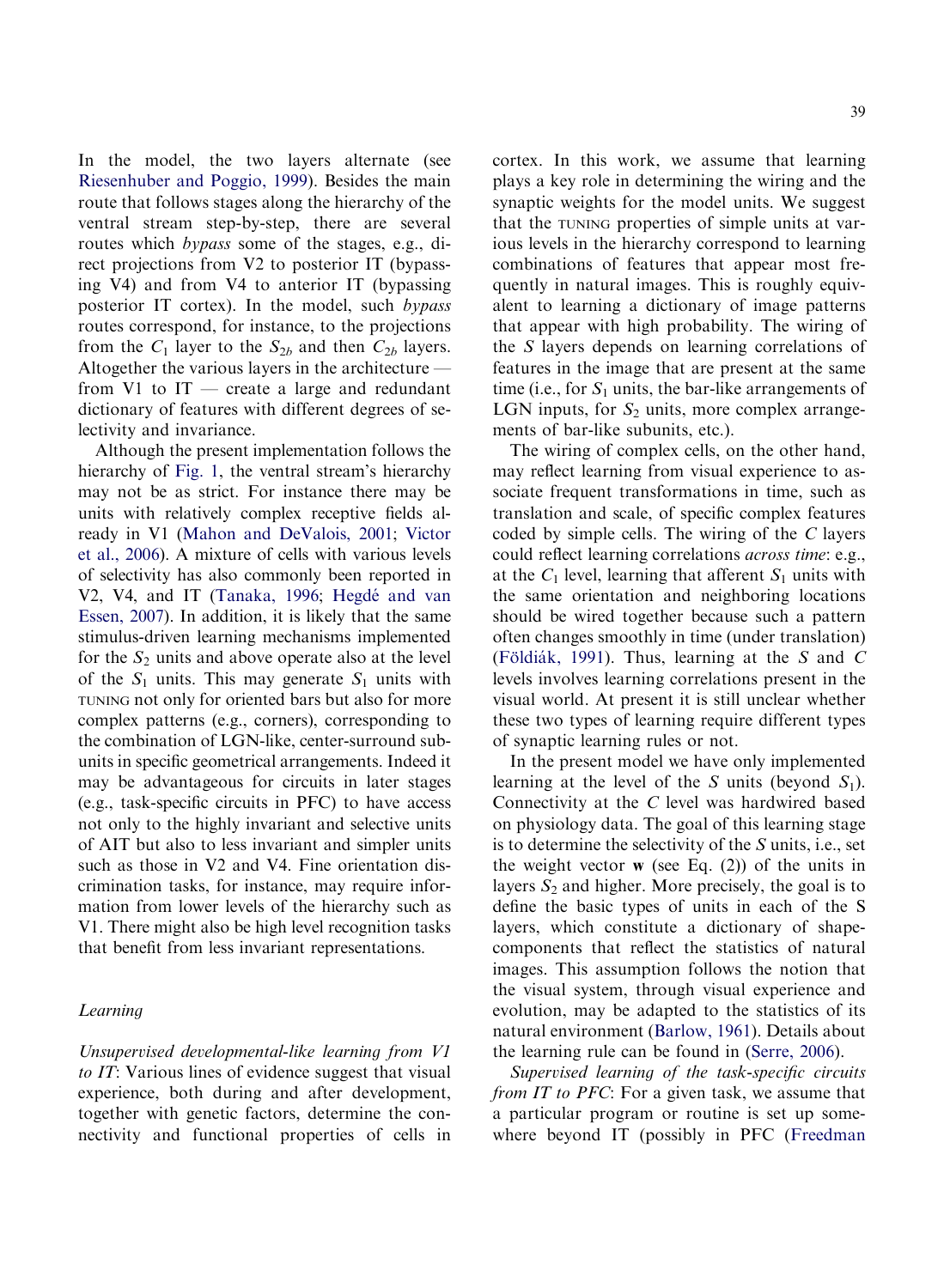In the model, the two layers alternate (see Riesenhuber and Poggio, 1999). Besides the main route that follows stages along the hierarchy of the ventral stream step-by-step, there are several routes which *bypass* some of the stages, e.g., direct projections from V2 to posterior IT (bypassing V4) and from V4 to anterior IT (bypassing posterior IT cortex). In the model, such *bypass* routes correspond, for instance, to the projections from the $C_1$ layer to the $S_{2b}$ and then $C_{2b}$ layers. Altogether the various layers in the architecture — from V1 to IT — create a large and redundant dictionary of features with different degrees of selectivity and invariance.

Although the present implementation follows the hierarchy of Fig. 1, the ventral stream's hierarchy may not be as strict. For instance there may be units with relatively complex receptive fields already in V1 (Mahon and DeValois, 2001; Victor et al., 2006). A mixture of cells with various levels of selectivity has also commonly been reported in V2, V4, and IT (Tanaka, 1996; Hegdé and van Essen, 2007). In addition, it is likely that the same stimulus-driven learning mechanisms implemented for the $S_2$ units and above operate also at the level of the $S_1$ units. This may generate $S_1$ units with TUNING not only for oriented bars but also for more complex patterns (e.g., corners), corresponding to the combination of LGN-like, center-surround subunits in specific geometrical arrangements. Indeed it may be advantageous for circuits in later stages (e.g., task-specific circuits in PFC) to have access not only to the highly invariant and selective units of AIT but also to less invariant and simpler units such as those in V2 and V4. Fine orientation discrimination tasks, for instance, may require information from lower levels of the hierarchy such as V1. There might also be high level recognition tasks that benefit from less invariant representations.

### *Learning*

*Unsupervised developmental-like learning from V1 to IT*: Various lines of evidence suggest that visual experience, both during and after development, together with genetic factors, determine the connectivity and functional properties of cells in cortex. In this work, we assume that learning plays a key role in determining the wiring and the synaptic weights for the model units. We suggest that the TUNING properties of simple units at various levels in the hierarchy correspond to learning combinations of features that appear most frequently in natural images. This is roughly equivalent to learning a dictionary of image patterns that appear with high probability. The wiring of the $S$ layers depends on learning correlations of features in the image that are present at the same time (i.e., for $S_1$ units, the bar-like arrangements of LGN inputs, for $S_2$ units, more complex arrangements of bar-like subunits, etc.).

The wiring of complex cells, on the other hand, may reflect learning from visual experience to associate frequent transformations in time, such as translation and scale, of specific complex features coded by simple cells. The wiring of the $C$ layers could reflect learning correlations *across time*: e.g., at the $C_1$ level, learning that afferent $S_1$ units with the same orientation and neighboring locations should be wired together because such a pattern often changes smoothly in time (under translation) (Földiák, 1991). Thus, learning at the $S$ and $C$ levels involves learning correlations present in the visual world. At present it is still unclear whether these two types of learning require different types of synaptic learning rules or not.

In the present model we have only implemented learning at the level of the $S$ units (beyond $S_1$). Connectivity at the $C$ level was hardwired based on physiology data. The goal of this learning stage is to determine the selectivity of the $S$ units, i.e., set the weight vector $\mathbf{w}$ (see Eq. (2)) of the units in layers $S_2$ and higher. More precisely, the goal is to define the basic types of units in each of the S layers, which constitute a dictionary of shape-components that reflect the statistics of natural images. This assumption follows the notion that the visual system, through visual experience and evolution, may be adapted to the statistics of its natural environment (Barlow, 1961). Details about the learning rule can be found in (Serre, 2006).

*Supervised learning of the task-specific circuits from IT to PFC*: For a given task, we assume that a particular program or routine is set up somewhere beyond IT (possibly in PFC (Freedman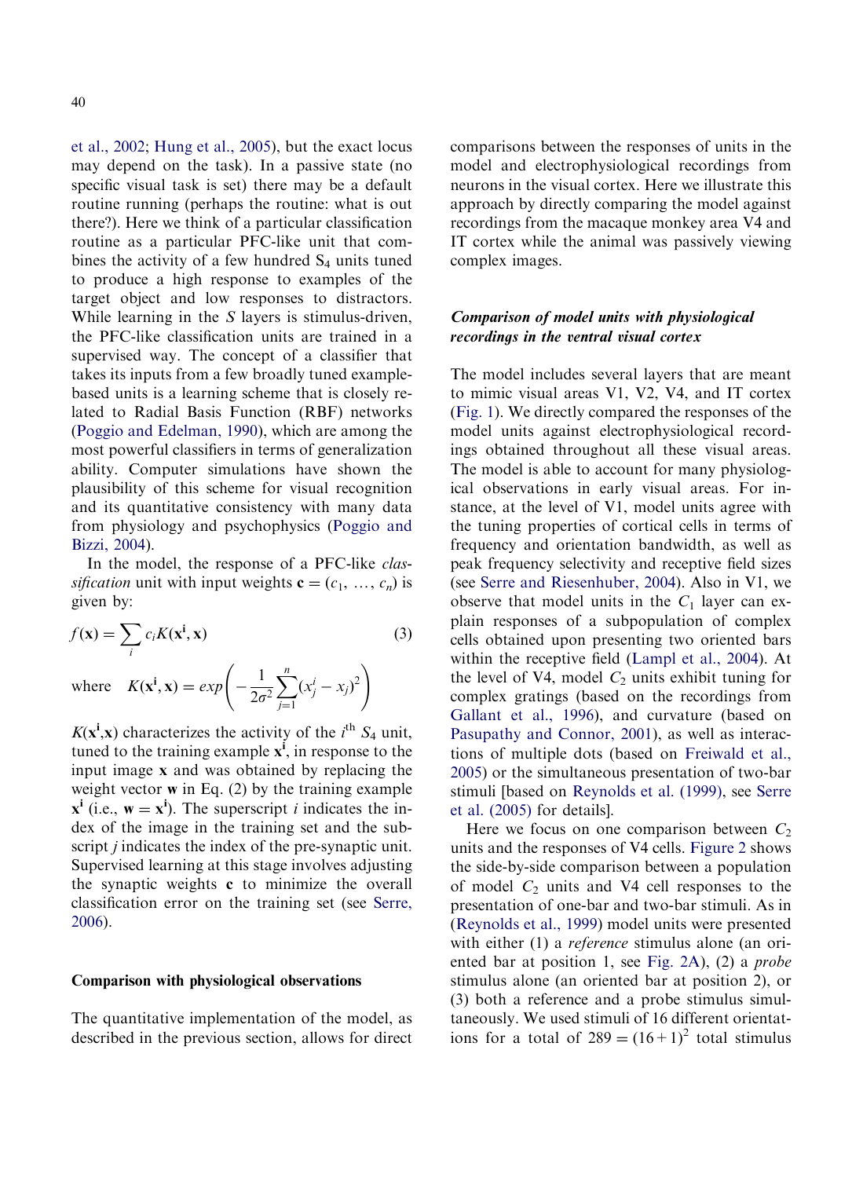et al., 2002; Hung et al., 2005), but the exact locus may depend on the task). In a passive state (no specific visual task is set) there may be a default routine running (perhaps the routine: what is out there?). Here we think of a particular classification routine as a particular PFC-like unit that combines the activity of a few hundred $S_4$ units tuned to produce a high response to examples of the target object and low responses to distractors. While learning in the $S$ layers is stimulus-driven, the PFC-like classification units are trained in a supervised way. The concept of a classifier that takes its inputs from a few broadly tuned example-based units is a learning scheme that is closely related to Radial Basis Function (RBF) networks (Poggio and Edelman, 1990), which are among the most powerful classifiers in terms of generalization ability. Computer simulations have shown the plausibility of this scheme for visual recognition and its quantitative consistency with many data from physiology and psychophysics (Poggio and Bizzi, 2004).

In the model, the response of a PFC-like *classification* unit with input weights $\mathbf{c} = (c_1, \ldots, c_n)$ is given by:

$$f(\mathbf{x}) = \sum_i c_i K(\mathbf{x^i}, \mathbf{x}) \tag{3}$$

$$\text{where} \quad K(\mathbf{x^i}, \mathbf{x}) = exp\left(-\frac{1}{2\sigma^2}\sum_{j=1}^{n}(x_j^i - x_j)^2\right)$$

$K(\mathbf{x^i},\mathbf{x})$ characterizes the activity of the $i^{\text{th}}$ $S_4$ unit, tuned to the training example $\mathbf{x^i}$, in response to the input image $\mathbf{x}$ and was obtained by replacing the weight vector $\mathbf{w}$ in Eq. (2) by the training example $\mathbf{x^i}$ (i.e., $\mathbf{w} = \mathbf{x^i}$). The superscript $i$ indicates the index of the image in the training set and the subscript $j$ indicates the index of the pre-synaptic unit. Supervised learning at this stage involves adjusting the synaptic weights $\mathbf{c}$ to minimize the overall classification error on the training set (see Serre, 2006).

## Comparison with physiological observations

The quantitative implementation of the model, as described in the previous section, allows for direct comparisons between the responses of units in the model and electrophysiological recordings from neurons in the visual cortex. Here we illustrate this approach by directly comparing the model against recordings from the macaque monkey area V4 and IT cortex while the animal was passively viewing complex images.

### *Comparison of model units with physiological recordings in the ventral visual cortex*

The model includes several layers that are meant to mimic visual areas V1, V2, V4, and IT cortex (Fig. 1). We directly compared the responses of the model units against electrophysiological recordings obtained throughout all these visual areas. The model is able to account for many physiological observations in early visual areas. For instance, at the level of V1, model units agree with the tuning properties of cortical cells in terms of frequency and orientation bandwidth, as well as peak frequency selectivity and receptive field sizes (see Serre and Riesenhuber, 2004). Also in V1, we observe that model units in the $C_1$ layer can explain responses of a subpopulation of complex cells obtained upon presenting two oriented bars within the receptive field (Lampl et al., 2004). At the level of V4, model $C_2$ units exhibit tuning for complex gratings (based on the recordings from Gallant et al., 1996), and curvature (based on Pasupathy and Connor, 2001), as well as interactions of multiple dots (based on Freiwald et al., 2005) or the simultaneous presentation of two-bar stimuli [based on Reynolds et al. (1999), see Serre et al. (2005) for details].

Here we focus on one comparison between $C_2$ units and the responses of V4 cells. Figure 2 shows the side-by-side comparison between a population of model $C_2$ units and V4 cell responses to the presentation of one-bar and two-bar stimuli. As in (Reynolds et al., 1999) model units were presented with either (1) a *reference* stimulus alone (an oriented bar at position 1, see Fig. 2A), (2) a *probe* stimulus alone (an oriented bar at position 2), or (3) both a reference and a probe stimulus simultaneously. We used stimuli of 16 different orientations for a total of $289 = (16+1)^2$ total stimulus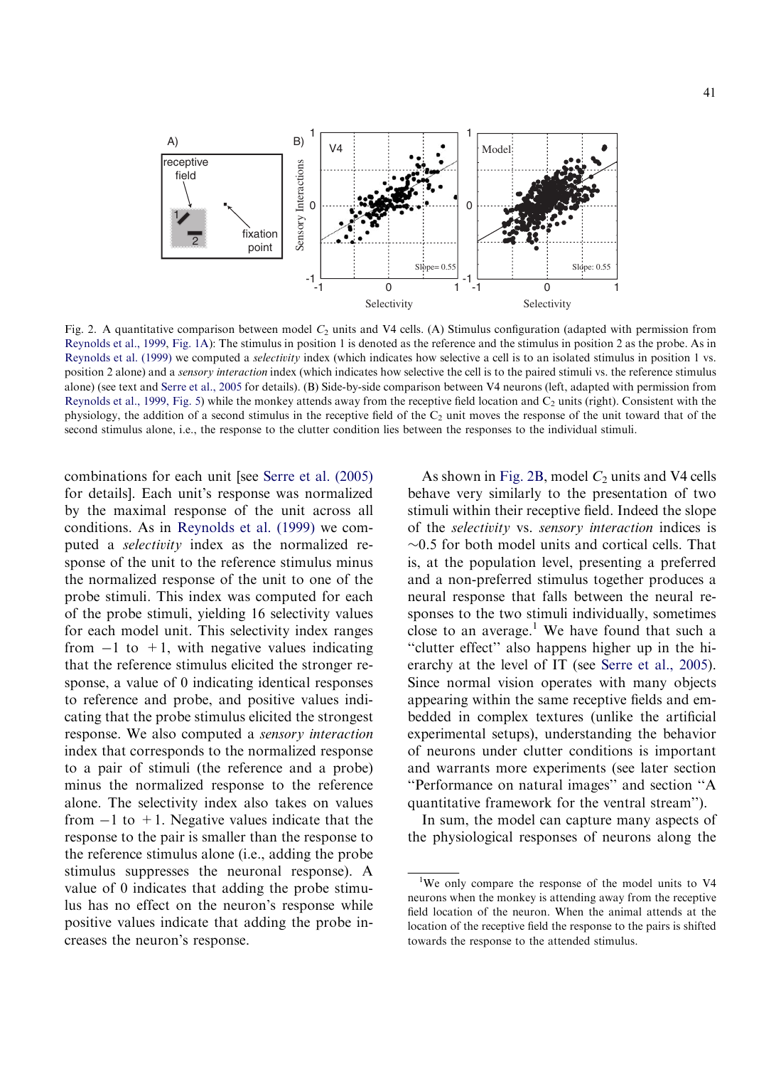Fig. 2. A quantitative comparison between model $C_2$ units and V4 cells. (A) Stimulus configuration (adapted with permission from Reynolds et al., 1999, Fig. 1A): The stimulus in position 1 is denoted as the reference and the stimulus in position 2 as the probe. As in Reynolds et al. (1999) we computed a *selectivity* index (which indicates how selective a cell is to an isolated stimulus in position 1 vs. position 2 alone) and a *sensory interaction* index (which indicates how selective the cell is to the paired stimuli vs. the reference stimulus alone) (see text and Serre et al., 2005 for details). (B) Side-by-side comparison between V4 neurons (left, adapted with permission from Reynolds et al., 1999, Fig. 5) while the monkey attends away from the receptive field location and $C_2$ units (right). Consistent with the physiology, the addition of a second stimulus in the receptive field of the $C_2$ unit moves the response of the unit toward that of the second stimulus alone, i.e., the response to the clutter condition lies between the responses to the individual stimuli.

combinations for each unit [see Serre et al. (2005) for details]. Each unit's response was normalized by the maximal response of the unit across all conditions. As in Reynolds et al. (1999) we computed a *selectivity* index as the normalized response of the unit to the reference stimulus minus the normalized response of the unit to one of the probe stimuli. This index was computed for each of the probe stimuli, yielding 16 selectivity values for each model unit. This selectivity index ranges from $-1$ to $+1$, with negative values indicating that the reference stimulus elicited the stronger response, a value of 0 indicating identical responses to reference and probe, and positive values indicating that the probe stimulus elicited the strongest response. We also computed a *sensory interaction* index that corresponds to the normalized response to a pair of stimuli (the reference and a probe) minus the normalized response to the reference alone. The selectivity index also takes on values from $-1$ to $+1$. Negative values indicate that the response to the pair is smaller than the response to the reference stimulus alone (i.e., adding the probe stimulus suppresses the neuronal response). A value of 0 indicates that adding the probe stimulus has no effect on the neuron's response while positive values indicate that adding the probe increases the neuron's response.

As shown in Fig. 2B, model $C_2$ units and V4 cells behave very similarly to the presentation of two stimuli within their receptive field. Indeed the slope of the *selectivity* vs. *sensory interaction* indices is ~0.5 for both model units and cortical cells. That is, at the population level, presenting a preferred and a non-preferred stimulus together produces a neural response that falls between the neural responses to the two stimuli individually, sometimes close to an average.[1] We have found that such a "clutter effect" also happens higher up in the hierarchy at the level of IT (see Serre et al., 2005). Since normal vision operates with many objects appearing within the same receptive fields and embedded in complex textures (unlike the artificial experimental setups), understanding the behavior of neurons under clutter conditions is important and warrants more experiments (see later section "Performance on natural images" and section "A quantitative framework for the ventral stream").

In sum, the model can capture many aspects of the physiological responses of neurons along the

[1] We only compare the response of the model units to V4 neurons when the monkey is attending away from the receptive field location of the neuron. When the animal attends at the location of the receptive field the response to the pairs is shifted towards the response to the attended stimulus.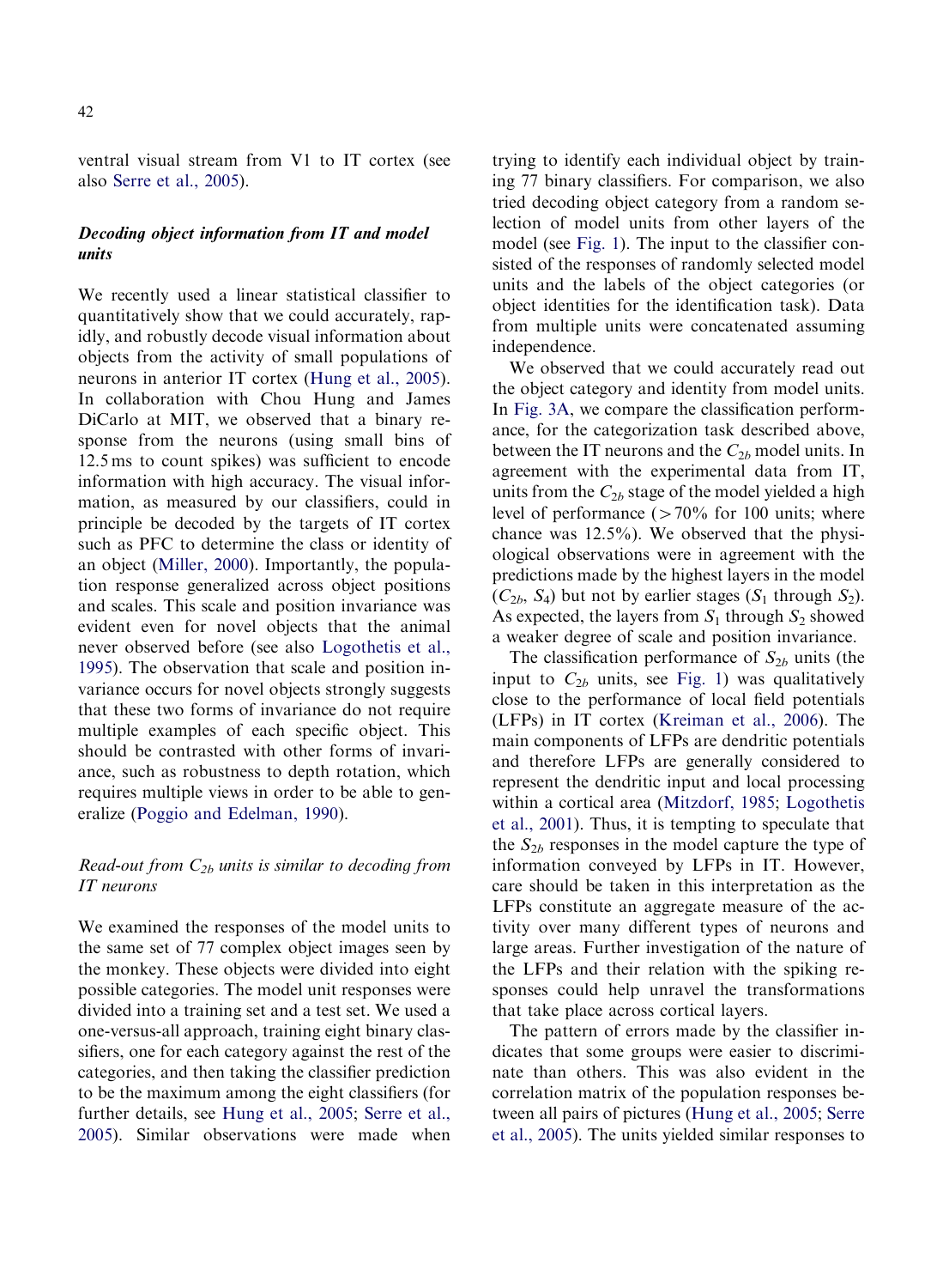ventral visual stream from V1 to IT cortex (see also Serre et al., 2005).

### *Decoding object information from IT and model units*

We recently used a linear statistical classifier to quantitatively show that we could accurately, rapidly, and robustly decode visual information about objects from the activity of small populations of neurons in anterior IT cortex (Hung et al., 2005). In collaboration with Chou Hung and James DiCarlo at MIT, we observed that a binary response from the neurons (using small bins of 12.5 ms to count spikes) was sufficient to encode information with high accuracy. The visual information, as measured by our classifiers, could in principle be decoded by the targets of IT cortex such as PFC to determine the class or identity of an object (Miller, 2000). Importantly, the population response generalized across object positions and scales. This scale and position invariance was evident even for novel objects that the animal never observed before (see also Logothetis et al., 1995). The observation that scale and position invariance occurs for novel objects strongly suggests that these two forms of invariance do not require multiple examples of each specific object. This should be contrasted with other forms of invariance, such as robustness to depth rotation, which requires multiple views in order to be able to generalize (Poggio and Edelman, 1990).

### *Read-out from $C_{2b}$ units is similar to decoding from IT neurons*

We examined the responses of the model units to the same set of 77 complex object images seen by the monkey. These objects were divided into eight possible categories. The model unit responses were divided into a training set and a test set. We used a one-versus-all approach, training eight binary classifiers, one for each category against the rest of the categories, and then taking the classifier prediction to be the maximum among the eight classifiers (for further details, see Hung et al., 2005; Serre et al., 2005). Similar observations were made when trying to identify each individual object by training 77 binary classifiers. For comparison, we also tried decoding object category from a random selection of model units from other layers of the model (see Fig. 1). The input to the classifier consisted of the responses of randomly selected model units and the labels of the object categories (or object identities for the identification task). Data from multiple units were concatenated assuming independence.

We observed that we could accurately read out the object category and identity from model units. In Fig. 3A, we compare the classification performance, for the categorization task described above, between the IT neurons and the $C_{2b}$ model units. In agreement with the experimental data from IT, units from the $C_{2b}$ stage of the model yielded a high level of performance ($>70\%$ for 100 units; where chance was 12.5%). We observed that the physiological observations were in agreement with the predictions made by the highest layers in the model ($C_{2b}$, $S_4$) but not by earlier stages ($S_1$ through $S_2$). As expected, the layers from $S_1$ through $S_2$ showed a weaker degree of scale and position invariance.

The classification performance of $S_{2b}$ units (the input to $C_{2b}$ units, see Fig. 1) was qualitatively close to the performance of local field potentials (LFPs) in IT cortex (Kreiman et al., 2006). The main components of LFPs are dendritic potentials and therefore LFPs are generally considered to represent the dendritic input and local processing within a cortical area (Mitzdorf, 1985; Logothetis et al., 2001). Thus, it is tempting to speculate that the $S_{2b}$ responses in the model capture the type of information conveyed by LFPs in IT. However, care should be taken in this interpretation as the LFPs constitute an aggregate measure of the activity over many different types of neurons and large areas. Further investigation of the nature of the LFPs and their relation with the spiking responses could help unravel the transformations that take place across cortical layers.

The pattern of errors made by the classifier indicates that some groups were easier to discriminate than others. This was also evident in the correlation matrix of the population responses between all pairs of pictures (Hung et al., 2005; Serre et al., 2005). The units yielded similar responses to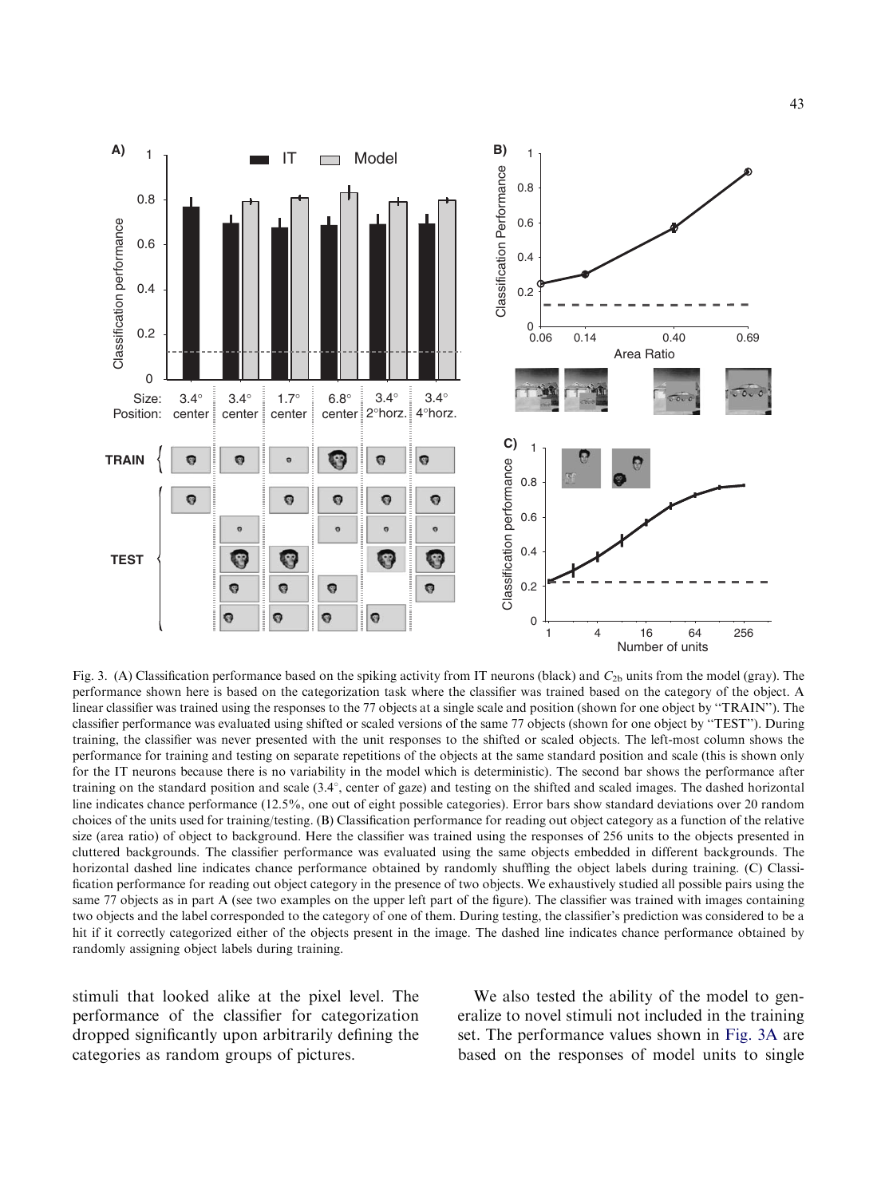Fig. 3. (A) Classification performance based on the spiking activity from IT neurons (black) and $C_{2b}$ units from the model (gray). The performance shown here is based on the categorization task where the classifier was trained based on the category of the object. A linear classifier was trained using the responses to the 77 objects at a single scale and position (shown for one object by "TRAIN"). The classifier performance was evaluated using shifted or scaled versions of the same 77 objects (shown for one object by "TEST"). During training, the classifier was never presented with the unit responses to the shifted or scaled objects. The left-most column shows the performance for training and testing on separate repetitions of the objects at the same standard position and scale (this is shown only for the IT neurons because there is no variability in the model which is deterministic). The second bar shows the performance after training on the standard position and scale (3.4°, center of gaze) and testing on the shifted and scaled images. The dashed horizontal line indicates chance performance (12.5%, one out of eight possible categories). Error bars show standard deviations over 20 random choices of the units used for training/testing. (B) Classification performance for reading out object category as a function of the relative size (area ratio) of object to background. Here the classifier was trained using the responses of 256 units to the objects presented in cluttered backgrounds. The classifier performance was evaluated using the same objects embedded in different backgrounds. The horizontal dashed line indicates chance performance obtained by randomly shuffling the object labels during training. (C) Classification performance for reading out object category in the presence of two objects. We exhaustively studied all possible pairs using the same 77 objects as in part A (see two examples on the upper left part of the figure). The classifier was trained with images containing two objects and the label corresponded to the category of one of them. During testing, the classifier's prediction was considered to be a hit if it correctly categorized either of the objects present in the image. The dashed line indicates chance performance obtained by randomly assigning object labels during training.

stimuli that looked alike at the pixel level. The performance of the classifier for categorization dropped significantly upon arbitrarily defining the categories as random groups of pictures.

We also tested the ability of the model to generalize to novel stimuli not included in the training set. The performance values shown in Fig. 3A are based on the responses of model units to single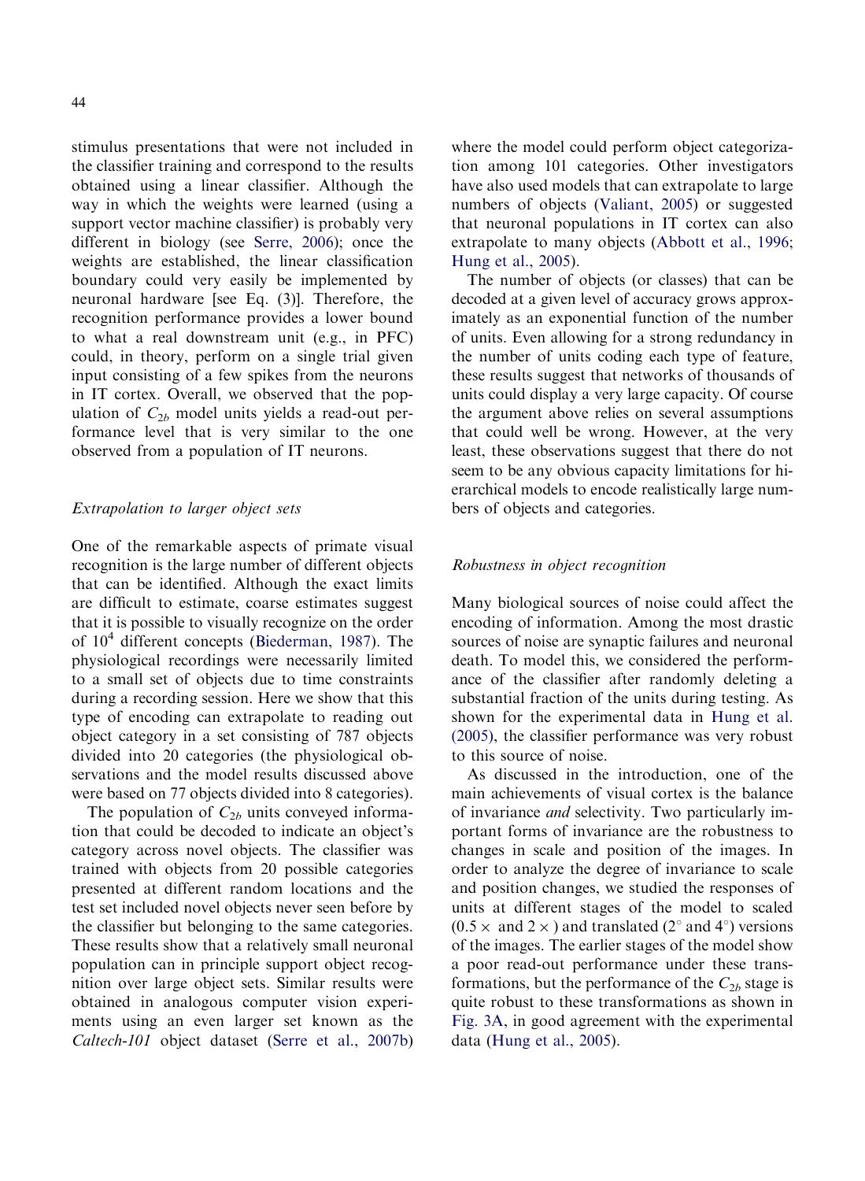stimulus presentations that were not included in the classifier training and correspond to the results obtained using a linear classifier. Although the way in which the weights were learned (using a support vector machine classifier) is probably very different in biology (see Serre, 2006); once the weights are established, the linear classification boundary could very easily be implemented by neuronal hardware [see Eq. (3)]. Therefore, the recognition performance provides a lower bound to what a real downstream unit (e.g., in PFC) could, in theory, perform on a single trial given input consisting of a few spikes from the neurons in IT cortex. Overall, we observed that the population of $C_{2b}$ model units yields a read-out performance level that is very similar to the one observed from a population of IT neurons.

### *Extrapolation to larger object sets*

One of the remarkable aspects of primate visual recognition is the large number of different objects that can be identified. Although the exact limits are difficult to estimate, coarse estimates suggest that it is possible to visually recognize on the order of $10^4$ different concepts (Biederman, 1987). The physiological recordings were necessarily limited to a small set of objects due to time constraints during a recording session. Here we show that this type of encoding can extrapolate to reading out object category in a set consisting of 787 objects divided into 20 categories (the physiological observations and the model results discussed above were based on 77 objects divided into 8 categories).

The population of $C_{2b}$ units conveyed information that could be decoded to indicate an object's category across novel objects. The classifier was trained with objects from 20 possible categories presented at different random locations and the test set included novel objects never seen before by the classifier but belonging to the same categories. These results show that a relatively small neuronal population can in principle support object recognition over large object sets. Similar results were obtained in analogous computer vision experiments using an even larger set known as the *Caltech-101* object dataset (Serre et al., 2007b) where the model could perform object categorization among 101 categories. Other investigators have also used models that can extrapolate to large numbers of objects (Valiant, 2005) or suggested that neuronal populations in IT cortex can also extrapolate to many objects (Abbott et al., 1996; Hung et al., 2005).

The number of objects (or classes) that can be decoded at a given level of accuracy grows approximately as an exponential function of the number of units. Even allowing for a strong redundancy in the number of units coding each type of feature, these results suggest that networks of thousands of units could display a very large capacity. Of course the argument above relies on several assumptions that could well be wrong. However, at the very least, these observations suggest that there do not seem to be any obvious capacity limitations for hierarchical models to encode realistically large numbers of objects and categories.

### *Robustness in object recognition*

Many biological sources of noise could affect the encoding of information. Among the most drastic sources of noise are synaptic failures and neuronal death. To model this, we considered the performance of the classifier after randomly deleting a substantial fraction of the units during testing. As shown for the experimental data in Hung et al. (2005), the classifier performance was very robust to this source of noise.

As discussed in the introduction, one of the main achievements of visual cortex is the balance of invariance *and* selectivity. Two particularly important forms of invariance are the robustness to changes in scale and position of the images. In order to analyze the degree of invariance to scale and position changes, we studied the responses of units at different stages of the model to scaled ($0.5\times$ and $2\times$) and translated ($2^{\circ}$ and $4^{\circ}$) versions of the images. The earlier stages of the model show a poor read-out performance under these transformations, but the performance of the $C_{2b}$ stage is quite robust to these transformations as shown in Fig. 3A, in good agreement with the experimental data (Hung et al., 2005).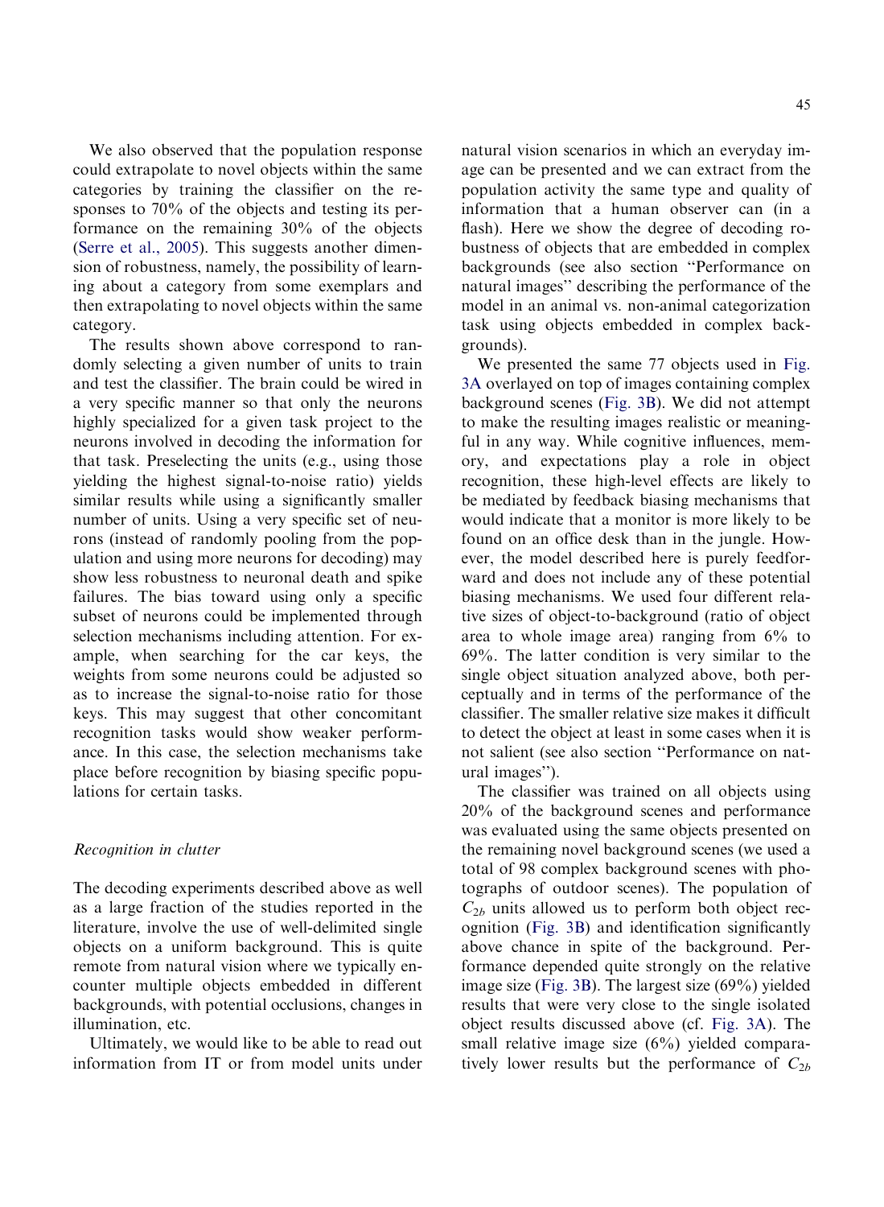We also observed that the population response could extrapolate to novel objects within the same categories by training the classifier on the responses to 70% of the objects and testing its performance on the remaining 30% of the objects (Serre et al., 2005). This suggests another dimension of robustness, namely, the possibility of learning about a category from some exemplars and then extrapolating to novel objects within the same category.

The results shown above correspond to randomly selecting a given number of units to train and test the classifier. The brain could be wired in a very specific manner so that only the neurons highly specialized for a given task project to the neurons involved in decoding the information for that task. Preselecting the units (e.g., using those yielding the highest signal-to-noise ratio) yields similar results while using a significantly smaller number of units. Using a very specific set of neurons (instead of randomly pooling from the population and using more neurons for decoding) may show less robustness to neuronal death and spike failures. The bias toward using only a specific subset of neurons could be implemented through selection mechanisms including attention. For example, when searching for the car keys, the weights from some neurons could be adjusted so as to increase the signal-to-noise ratio for those keys. This may suggest that other concomitant recognition tasks would show weaker performance. In this case, the selection mechanisms take place before recognition by biasing specific populations for certain tasks.

### *Recognition in clutter*

The decoding experiments described above as well as a large fraction of the studies reported in the literature, involve the use of well-delimited single objects on a uniform background. This is quite remote from natural vision where we typically encounter multiple objects embedded in different backgrounds, with potential occlusions, changes in illumination, etc.

Ultimately, we would like to be able to read out information from IT or from model units under natural vision scenarios in which an everyday image can be presented and we can extract from the population activity the same type and quality of information that a human observer can (in a flash). Here we show the degree of decoding robustness of objects that are embedded in complex backgrounds (see also section "Performance on natural images" describing the performance of the model in an animal vs. non-animal categorization task using objects embedded in complex backgrounds).

We presented the same 77 objects used in Fig. 3A overlayed on top of images containing complex background scenes (Fig. 3B). We did not attempt to make the resulting images realistic or meaningful in any way. While cognitive influences, memory, and expectations play a role in object recognition, these high-level effects are likely to be mediated by feedback biasing mechanisms that would indicate that a monitor is more likely to be found on an office desk than in the jungle. However, the model described here is purely feedforward and does not include any of these potential biasing mechanisms. We used four different relative sizes of object-to-background (ratio of object area to whole image area) ranging from 6% to 69%. The latter condition is very similar to the single object situation analyzed above, both perceptually and in terms of the performance of the classifier. The smaller relative size makes it difficult to detect the object at least in some cases when it is not salient (see also section "Performance on natural images").

The classifier was trained on all objects using 20% of the background scenes and performance was evaluated using the same objects presented on the remaining novel background scenes (we used a total of 98 complex background scenes with photographs of outdoor scenes). The population of $C_{2b}$ units allowed us to perform both object recognition (Fig. 3B) and identification significantly above chance in spite of the background. Performance depended quite strongly on the relative image size (Fig. 3B). The largest size (69%) yielded results that were very close to the single isolated object results discussed above (cf. Fig. 3A). The small relative image size (6%) yielded comparatively lower results but the performance of $C_{2b}$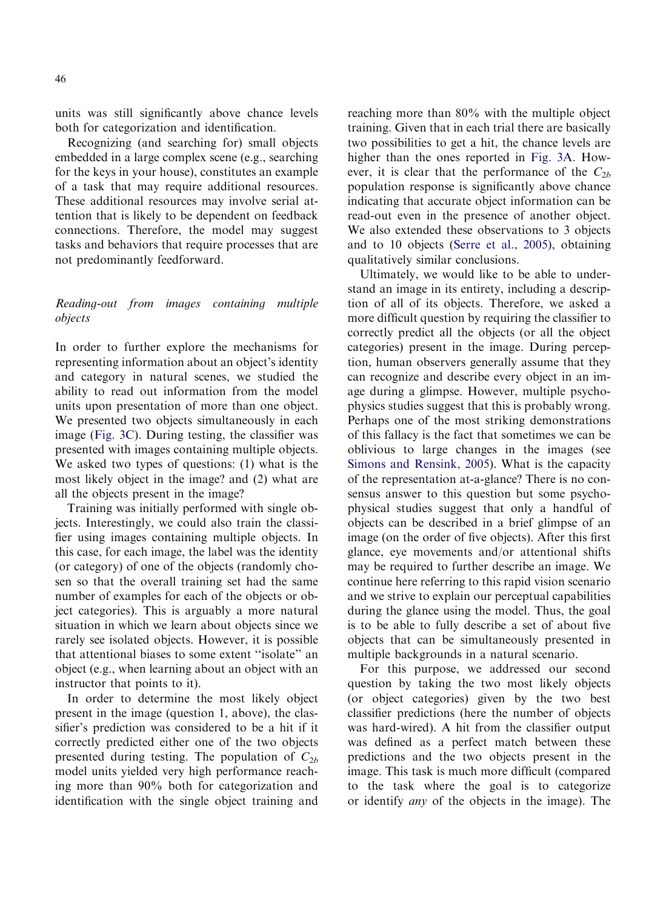units was still significantly above chance levels both for categorization and identification.

Recognizing (and searching for) small objects embedded in a large complex scene (e.g., searching for the keys in your house), constitutes an example of a task that may require additional resources. These additional resources may involve serial attention that is likely to be dependent on feedback connections. Therefore, the model may suggest tasks and behaviors that require processes that are not predominantly feedforward.

### *Reading-out from images containing multiple objects*

In order to further explore the mechanisms for representing information about an object's identity and category in natural scenes, we studied the ability to read out information from the model units upon presentation of more than one object. We presented two objects simultaneously in each image (Fig. 3C). During testing, the classifier was presented with images containing multiple objects. We asked two types of questions: (1) what is the most likely object in the image? and (2) what are all the objects present in the image?

Training was initially performed with single objects. Interestingly, we could also train the classifier using images containing multiple objects. In this case, for each image, the label was the identity (or category) of one of the objects (randomly chosen so that the overall training set had the same number of examples for each of the objects or object categories). This is arguably a more natural situation in which we learn about objects since we rarely see isolated objects. However, it is possible that attentional biases to some extent ''isolate'' an object (e.g., when learning about an object with an instructor that points to it).

In order to determine the most likely object present in the image (question 1, above), the classifier's prediction was considered to be a hit if it correctly predicted either one of the two objects presented during testing. The population of $C_{2b}$ model units yielded very high performance reaching more than 90% both for categorization and identification with the single object training and reaching more than 80% with the multiple object training. Given that in each trial there are basically two possibilities to get a hit, the chance levels are higher than the ones reported in Fig. 3A. However, it is clear that the performance of the $C_{2b}$ population response is significantly above chance indicating that accurate object information can be read-out even in the presence of another object. We also extended these observations to 3 objects and to 10 objects (Serre et al., 2005), obtaining qualitatively similar conclusions.

Ultimately, we would like to be able to understand an image in its entirety, including a description of all of its objects. Therefore, we asked a more difficult question by requiring the classifier to correctly predict all the objects (or all the object categories) present in the image. During perception, human observers generally assume that they can recognize and describe every object in an image during a glimpse. However, multiple psychophysics studies suggest that this is probably wrong. Perhaps one of the most striking demonstrations of this fallacy is the fact that sometimes we can be oblivious to large changes in the images (see Simons and Rensink, 2005). What is the capacity of the representation at-a-glance? There is no consensus answer to this question but some psychophysical studies suggest that only a handful of objects can be described in a brief glimpse of an image (on the order of five objects). After this first glance, eye movements and/or attentional shifts may be required to further describe an image. We continue here referring to this rapid vision scenario and we strive to explain our perceptual capabilities during the glance using the model. Thus, the goal is to be able to fully describe a set of about five objects that can be simultaneously presented in multiple backgrounds in a natural scenario.

For this purpose, we addressed our second question by taking the two most likely objects (or object categories) given by the two best classifier predictions (here the number of objects was hard-wired). A hit from the classifier output was defined as a perfect match between these predictions and the two objects present in the image. This task is much more difficult (compared to the task where the goal is to categorize or identify *any* of the objects in the image). The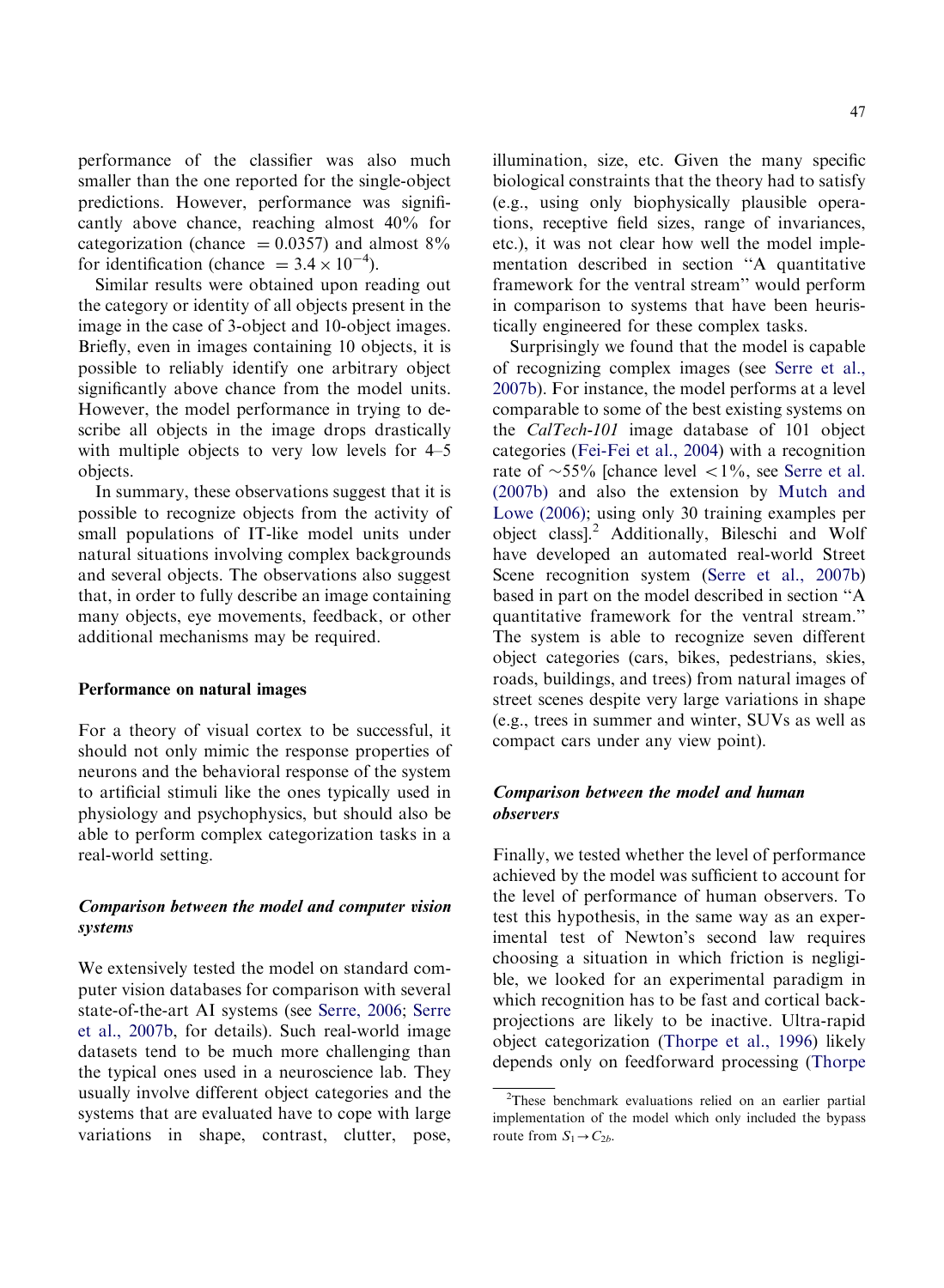performance of the classifier was also much smaller than the one reported for the single-object predictions. However, performance was significantly above chance, reaching almost 40% for categorization (chance $= 0.0357$) and almost 8% for identification (chance $= 3.4 \times 10^{-4}$).

Similar results were obtained upon reading out the category or identity of all objects present in the image in the case of 3-object and 10-object images. Briefly, even in images containing 10 objects, it is possible to reliably identify one arbitrary object significantly above chance from the model units. However, the model performance in trying to describe all objects in the image drops drastically with multiple objects to very low levels for 4–5 objects.

In summary, these observations suggest that it is possible to recognize objects from the activity of small populations of IT-like model units under natural situations involving complex backgrounds and several objects. The observations also suggest that, in order to fully describe an image containing many objects, eye movements, feedback, or other additional mechanisms may be required.

## Performance on natural images

For a theory of visual cortex to be successful, it should not only mimic the response properties of neurons and the behavioral response of the system to artificial stimuli like the ones typically used in physiology and psychophysics, but should also be able to perform complex categorization tasks in a real-world setting.

### *Comparison between the model and computer vision systems*

We extensively tested the model on standard computer vision databases for comparison with several state-of-the-art AI systems (see Serre, 2006; Serre et al., 2007b, for details). Such real-world image datasets tend to be much more challenging than the typical ones used in a neuroscience lab. They usually involve different object categories and the systems that are evaluated have to cope with large variations in shape, contrast, clutter, pose, illumination, size, etc. Given the many specific biological constraints that the theory had to satisfy (e.g., using only biophysically plausible operations, receptive field sizes, range of invariances, etc.), it was not clear how well the model implementation described in section "A quantitative framework for the ventral stream" would perform in comparison to systems that have been heuristically engineered for these complex tasks.

Surprisingly we found that the model is capable of recognizing complex images (see Serre et al., 2007b). For instance, the model performs at a level comparable to some of the best existing systems on the *CalTech-101* image database of 101 object categories (Fei-Fei et al., 2004) with a recognition rate of ~55% [chance level <1%, see Serre et al. (2007b) and also the extension by Mutch and Lowe (2006); using only 30 training examples per object class].[2] Additionally, Bileschi and Wolf have developed an automated real-world Street Scene recognition system (Serre et al., 2007b) based in part on the model described in section "A quantitative framework for the ventral stream." The system is able to recognize seven different object categories (cars, bikes, pedestrians, skies, roads, buildings, and trees) from natural images of street scenes despite very large variations in shape (e.g., trees in summer and winter, SUVs as well as compact cars under any view point).

### *Comparison between the model and human observers*

Finally, we tested whether the level of performance achieved by the model was sufficient to account for the level of performance of human observers. To test this hypothesis, in the same way as an experimental test of Newton's second law requires choosing a situation in which friction is negligible, we looked for an experimental paradigm in which recognition has to be fast and cortical back-projections are likely to be inactive. Ultra-rapid object categorization (Thorpe et al., 1996) likely depends only on feedforward processing (Thorpe

[2]These benchmark evaluations relied on an earlier partial implementation of the model which only included the bypass route from $S_1 \rightarrow C_{2b}$.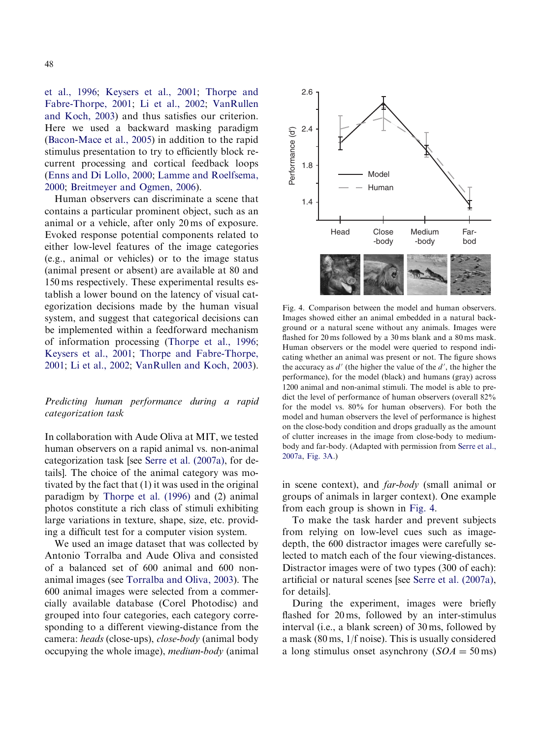et al., 1996; Keysers et al., 2001; Thorpe and Fabre-Thorpe, 2001; Li et al., 2002; VanRullen and Koch, 2003) and thus satisfies our criterion. Here we used a backward masking paradigm (Bacon-Mace et al., 2005) in addition to the rapid stimulus presentation to try to efficiently block recurrent processing and cortical feedback loops (Enns and Di Lollo, 2000; Lamme and Roelfsema, 2000; Breitmeyer and Ogmen, 2006).

Human observers can discriminate a scene that contains a particular prominent object, such as an animal or a vehicle, after only 20 ms of exposure. Evoked response potential components related to either low-level features of the image categories (e.g., animal or vehicles) or to the image status (animal present or absent) are available at 80 and 150 ms respectively. These experimental results establish a lower bound on the latency of visual categorization decisions made by the human visual system, and suggest that categorical decisions can be implemented within a feedforward mechanism of information processing (Thorpe et al., 1996; Keysers et al., 2001; Thorpe and Fabre-Thorpe, 2001; Li et al., 2002; VanRullen and Koch, 2003).

### *Predicting human performance during a rapid categorization task*

In collaboration with Aude Oliva at MIT, we tested human observers on a rapid animal vs. non-animal categorization task [see Serre et al. (2007a), for details]. The choice of the animal category was motivated by the fact that (1) it was used in the original paradigm by Thorpe et al. (1996) and (2) animal photos constitute a rich class of stimuli exhibiting large variations in texture, shape, size, etc. providing a difficult test for a computer vision system.

We used an image dataset that was collected by Antonio Torralba and Aude Oliva and consisted of a balanced set of 600 animal and 600 non-animal images (see Torralba and Oliva, 2003). The 600 animal images were selected from a commercially available database (Corel Photodisc) and grouped into four categories, each category corresponding to a different viewing-distance from the camera: *heads* (close-ups), *close-body* (animal body occupying the whole image), *medium-body* (animal in scene context), and *far-body* (small animal or groups of animals in larger context). One example from each group is shown in Fig. 4.

Fig. 4. Comparison between the model and human observers. Images showed either an animal embedded in a natural background or a natural scene without any animals. Images were flashed for 20 ms followed by a 30 ms blank and a 80 ms mask. Human observers or the model were queried to respond indicating whether an animal was present or not. The figure shows the accuracy as $d'$ (the higher the value of the $d'$, the higher the performance), for the model (black) and humans (gray) across 1200 animal and non-animal stimuli. The model is able to predict the level of performance of human observers (overall 82% for the model vs. 80% for human observers). For both the model and human observers the level of performance is highest on the close-body condition and drops gradually as the amount of clutter increases in the image from close-body to medium-body and far-body. (Adapted with permission from Serre et al., 2007a, Fig. 3A.)

To make the task harder and prevent subjects from relying on low-level cues such as image-depth, the 600 distractor images were carefully selected to match each of the four viewing-distances. Distractor images were of two types (300 of each): artificial or natural scenes [see Serre et al. (2007a), for details].

During the experiment, images were briefly flashed for 20 ms, followed by an inter-stimulus interval (i.e., a blank screen) of 30 ms, followed by a mask (80 ms, 1/f noise). This is usually considered a long stimulus onset asynchrony ($SOA = 50$ ms)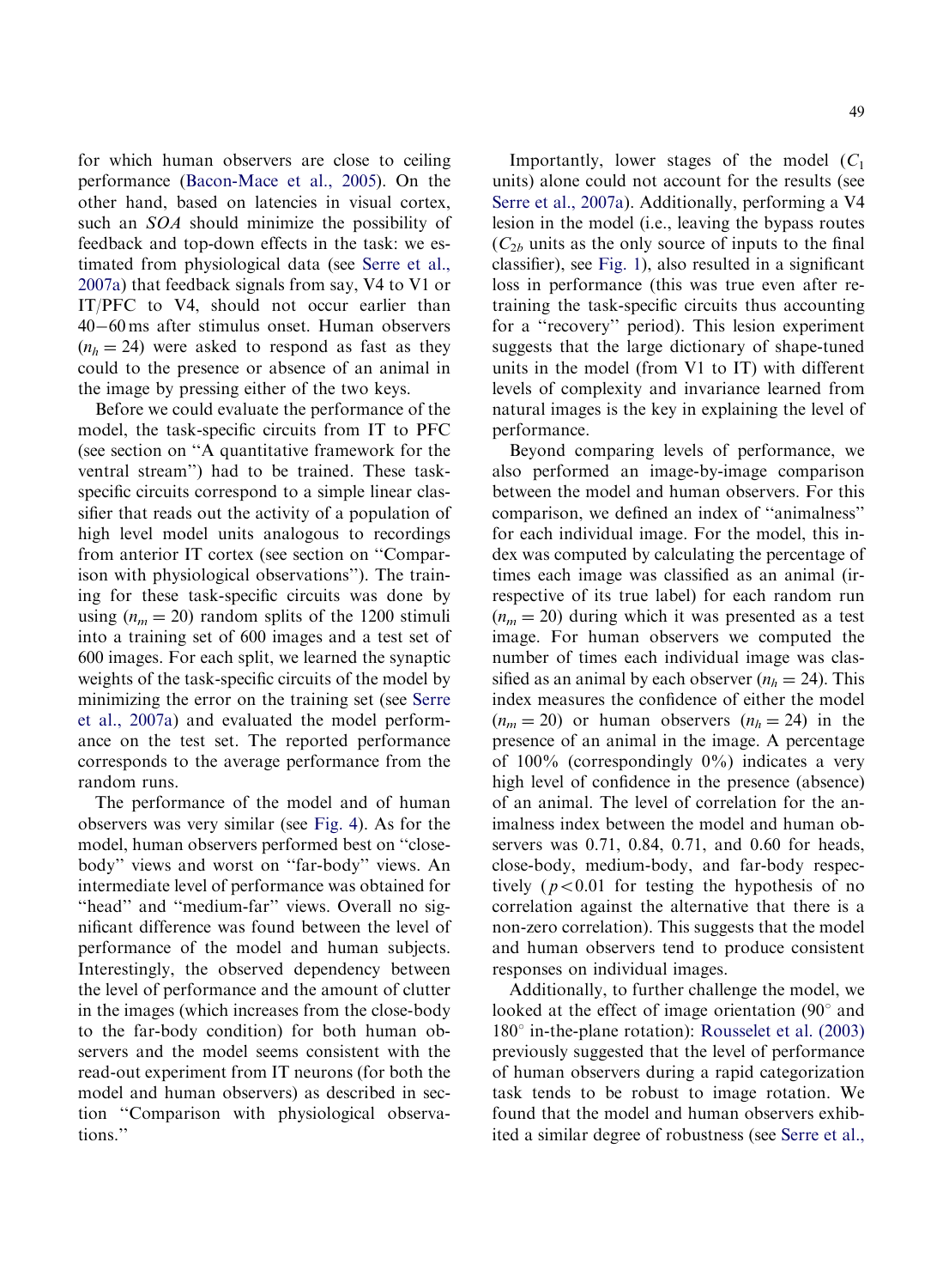for which human observers are close to ceiling performance (Bacon-Mace et al., 2005). On the other hand, based on latencies in visual cortex, such an *SOA* should minimize the possibility of feedback and top-down effects in the task: we estimated from physiological data (see Serre et al., 2007a) that feedback signals from say, V4 to V1 or IT/PFC to V4, should not occur earlier than 40–60 ms after stimulus onset. Human observers ($n_h = 24$) were asked to respond as fast as they could to the presence or absence of an animal in the image by pressing either of the two keys.

Before we could evaluate the performance of the model, the task-specific circuits from IT to PFC (see section on "A quantitative framework for the ventral stream") had to be trained. These task-specific circuits correspond to a simple linear classifier that reads out the activity of a population of high level model units analogous to recordings from anterior IT cortex (see section on "Comparison with physiological observations"). The training for these task-specific circuits was done by using ($n_m = 20$) random splits of the 1200 stimuli into a training set of 600 images and a test set of 600 images. For each split, we learned the synaptic weights of the task-specific circuits of the model by minimizing the error on the training set (see Serre et al., 2007a) and evaluated the model performance on the test set. The reported performance corresponds to the average performance from the random runs.

The performance of the model and of human observers was very similar (see Fig. 4). As for the model, human observers performed best on "close-body" views and worst on "far-body" views. An intermediate level of performance was obtained for "head" and "medium-far" views. Overall no significant difference was found between the level of performance of the model and human subjects. Interestingly, the observed dependency between the level of performance and the amount of clutter in the images (which increases from the close-body to the far-body condition) for both human observers and the model seems consistent with the read-out experiment from IT neurons (for both the model and human observers) as described in section "Comparison with physiological observations."

Importantly, lower stages of the model ($C_1$ units) alone could not account for the results (see Serre et al., 2007a). Additionally, performing a V4 lesion in the model (i.e., leaving the bypass routes ($C_{2b}$ units as the only source of inputs to the final classifier), see Fig. 1), also resulted in a significant loss in performance (this was true even after re-training the task-specific circuits thus accounting for a "recovery" period). This lesion experiment suggests that the large dictionary of shape-tuned units in the model (from V1 to IT) with different levels of complexity and invariance learned from natural images is the key in explaining the level of performance.

Beyond comparing levels of performance, we also performed an image-by-image comparison between the model and human observers. For this comparison, we defined an index of "animalness" for each individual image. For the model, this index was computed by calculating the percentage of times each image was classified as an animal (irrespective of its true label) for each random run ($n_m = 20$) during which it was presented as a test image. For human observers we computed the number of times each individual image was classified as an animal by each observer ($n_h = 24$). This index measures the confidence of either the model ($n_m = 20$) or human observers ($n_h = 24$) in the presence of an animal in the image. A percentage of 100% (correspondingly 0%) indicates a very high level of confidence in the presence (absence) of an animal. The level of correlation for the animalness index between the model and human observers was 0.71, 0.84, 0.71, and 0.60 for heads, close-body, medium-body, and far-body respectively ($p < 0.01$ for testing the hypothesis of no correlation against the alternative that there is a non-zero correlation). This suggests that the model and human observers tend to produce consistent responses on individual images.

Additionally, to further challenge the model, we looked at the effect of image orientation (90° and 180° in-the-plane rotation): Rousselet et al. (2003) previously suggested that the level of performance of human observers during a rapid categorization task tends to be robust to image rotation. We found that the model and human observers exhibited a similar degree of robustness (see Serre et al.,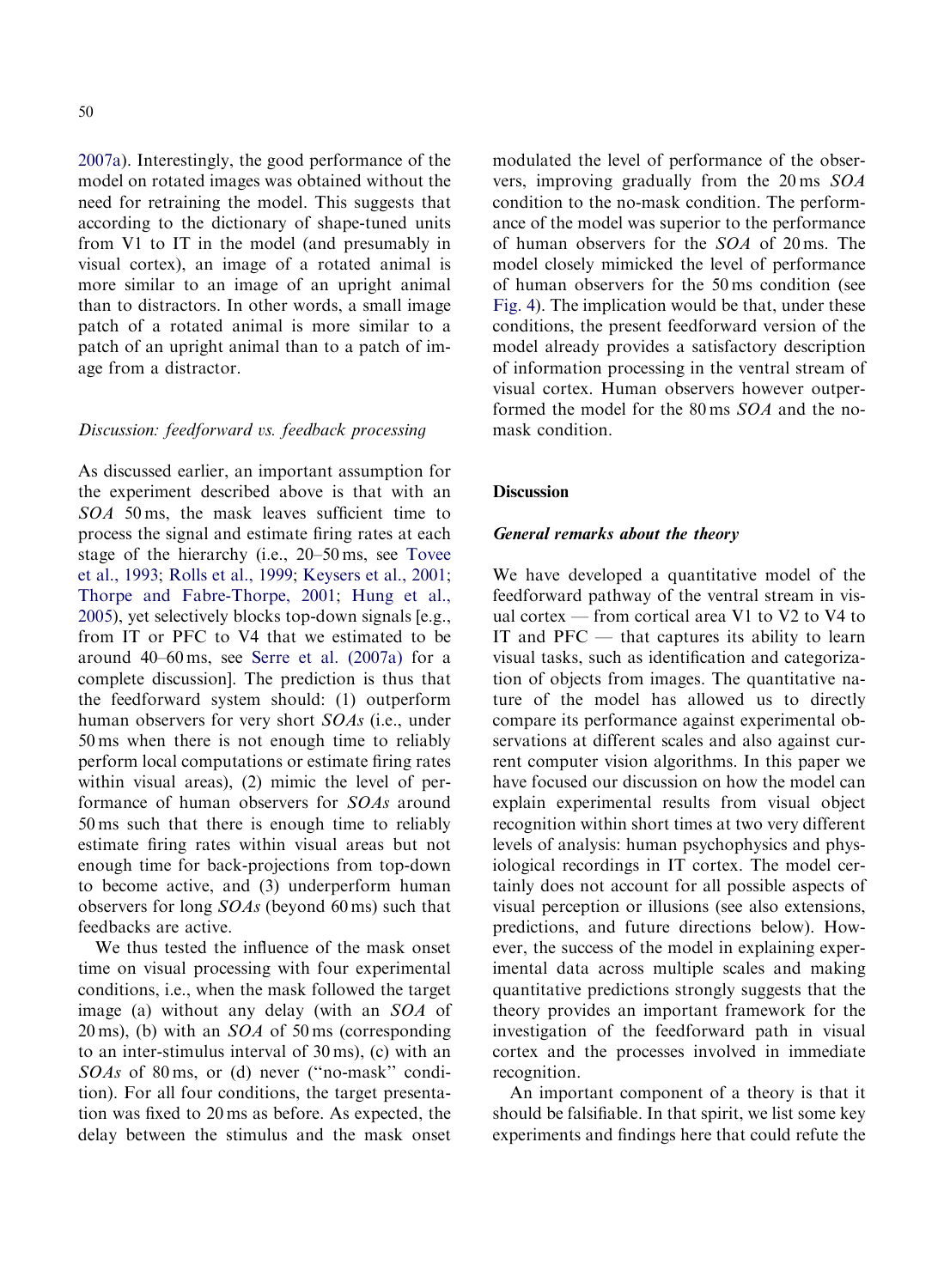2007a). Interestingly, the good performance of the model on rotated images was obtained without the need for retraining the model. This suggests that according to the dictionary of shape-tuned units from V1 to IT in the model (and presumably in visual cortex), an image of a rotated animal is more similar to an image of an upright animal than to distractors. In other words, a small image patch of a rotated animal is more similar to a patch of an upright animal than to a patch of image from a distractor.

### *Discussion: feedforward vs. feedback processing*

As discussed earlier, an important assumption for the experiment described above is that with an *SOA* 50 ms, the mask leaves sufficient time to process the signal and estimate firing rates at each stage of the hierarchy (i.e., 20–50 ms, see Tovee et al., 1993; Rolls et al., 1999; Keysers et al., 2001; Thorpe and Fabre-Thorpe, 2001; Hung et al., 2005), yet selectively blocks top-down signals [e.g., from IT or PFC to V4 that we estimated to be around 40–60 ms, see Serre et al. (2007a) for a complete discussion]. The prediction is thus that the feedforward system should: (1) outperform human observers for very short *SOAs* (i.e., under 50 ms when there is not enough time to reliably perform local computations or estimate firing rates within visual areas), (2) mimic the level of performance of human observers for *SOAs* around 50 ms such that there is enough time to reliably estimate firing rates within visual areas but not enough time for back-projections from top-down to become active, and (3) underperform human observers for long *SOAs* (beyond 60 ms) such that feedbacks are active.

We thus tested the influence of the mask onset time on visual processing with four experimental conditions, i.e., when the mask followed the target image (a) without any delay (with an *SOA* of 20 ms), (b) with an *SOA* of 50 ms (corresponding to an inter-stimulus interval of 30 ms), (c) with an *SOAs* of 80 ms, or (d) never (''no-mask'' condition). For all four conditions, the target presentation was fixed to 20 ms as before. As expected, the delay between the stimulus and the mask onset modulated the level of performance of the observers, improving gradually from the 20 ms *SOA* condition to the no-mask condition. The performance of the model was superior to the performance of human observers for the *SOA* of 20 ms. The model closely mimicked the level of performance of human observers for the 50 ms condition (see Fig. 4). The implication would be that, under these conditions, the present feedforward version of the model already provides a satisfactory description of information processing in the ventral stream of visual cortex. Human observers however outperformed the model for the 80 ms *SOA* and the no-mask condition.

## Discussion

### *General remarks about the theory*

We have developed a quantitative model of the feedforward pathway of the ventral stream in visual cortex — from cortical area V1 to V2 to V4 to IT and PFC — that captures its ability to learn visual tasks, such as identification and categorization of objects from images. The quantitative nature of the model has allowed us to directly compare its performance against experimental observations at different scales and also against current computer vision algorithms. In this paper we have focused our discussion on how the model can explain experimental results from visual object recognition within short times at two very different levels of analysis: human psychophysics and physiological recordings in IT cortex. The model certainly does not account for all possible aspects of visual perception or illusions (see also extensions, predictions, and future directions below). However, the success of the model in explaining experimental data across multiple scales and making quantitative predictions strongly suggests that the theory provides an important framework for the investigation of the feedforward path in visual cortex and the processes involved in immediate recognition.

An important component of a theory is that it should be falsifiable. In that spirit, we list some key experiments and findings here that could refute the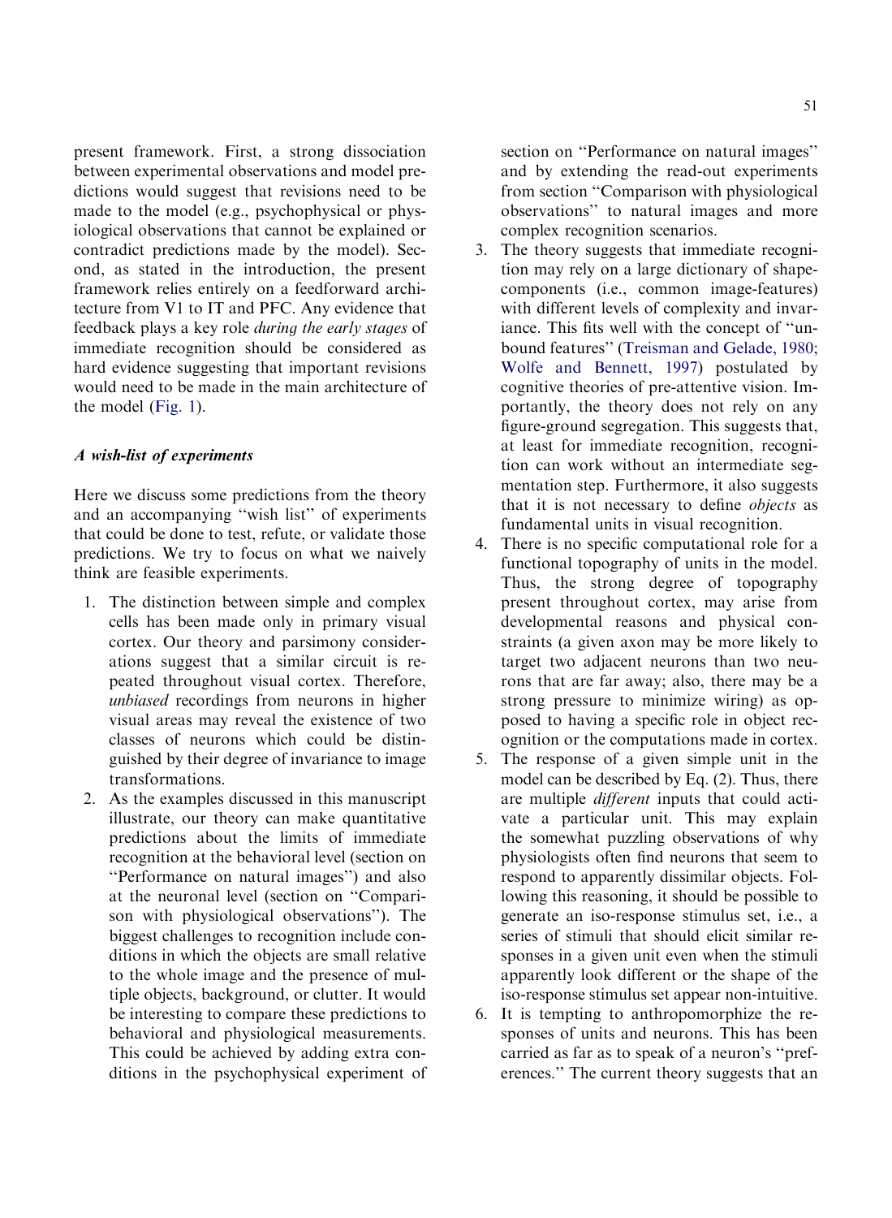present framework. First, a strong dissociation between experimental observations and model predictions would suggest that revisions need to be made to the model (e.g., psychophysical or physiological observations that cannot be explained or contradict predictions made by the model). Second, as stated in the introduction, the present framework relies entirely on a feedforward architecture from V1 to IT and PFC. Any evidence that feedback plays a key role *during the early stages* of immediate recognition should be considered as hard evidence suggesting that important revisions would need to be made in the main architecture of the model (Fig. 1).

### *A wish-list of experiments*

Here we discuss some predictions from the theory and an accompanying "wish list" of experiments that could be done to test, refute, or validate those predictions. We try to focus on what we naively think are feasible experiments.

1. The distinction between simple and complex cells has been made only in primary visual cortex. Our theory and parsimony considerations suggest that a similar circuit is repeated throughout visual cortex. Therefore, *unbiased* recordings from neurons in higher visual areas may reveal the existence of two classes of neurons which could be distinguished by their degree of invariance to image transformations.
2. As the examples discussed in this manuscript illustrate, our theory can make quantitative predictions about the limits of immediate recognition at the behavioral level (section on "Performance on natural images") and also at the neuronal level (section on "Comparison with physiological observations"). The biggest challenges to recognition include conditions in which the objects are small relative to the whole image and the presence of multiple objects, background, or clutter. It would be interesting to compare these predictions to behavioral and physiological measurements. This could be achieved by adding extra conditions in the psychophysical experiment of section on "Performance on natural images" and by extending the read-out experiments from section "Comparison with physiological observations" to natural images and more complex recognition scenarios.
3. The theory suggests that immediate recognition may rely on a large dictionary of shape-components (i.e., common image-features) with different levels of complexity and invariance. This fits well with the concept of "unbound features" (Treisman and Gelade, 1980; Wolfe and Bennett, 1997) postulated by cognitive theories of pre-attentive vision. Importantly, the theory does not rely on any figure-ground segregation. This suggests that, at least for immediate recognition, recognition can work without an intermediate segmentation step. Furthermore, it also suggests that it is not necessary to define *objects* as fundamental units in visual recognition.
4. There is no specific computational role for a functional topography of units in the model. Thus, the strong degree of topography present throughout cortex, may arise from developmental reasons and physical constraints (a given axon may be more likely to target two adjacent neurons than two neurons that are far away; also, there may be a strong pressure to minimize wiring) as opposed to having a specific role in object recognition or the computations made in cortex.
5. The response of a given simple unit in the model can be described by Eq. (2). Thus, there are multiple *different* inputs that could activate a particular unit. This may explain the somewhat puzzling observations of why physiologists often find neurons that seem to respond to apparently dissimilar objects. Following this reasoning, it should be possible to generate an iso-response stimulus set, i.e., a series of stimuli that should elicit similar responses in a given unit even when the stimuli apparently look different or the shape of the iso-response stimulus set appear non-intuitive.
6. It is tempting to anthropomorphize the responses of units and neurons. This has been carried as far as to speak of a neuron's "preferences." The current theory suggests that an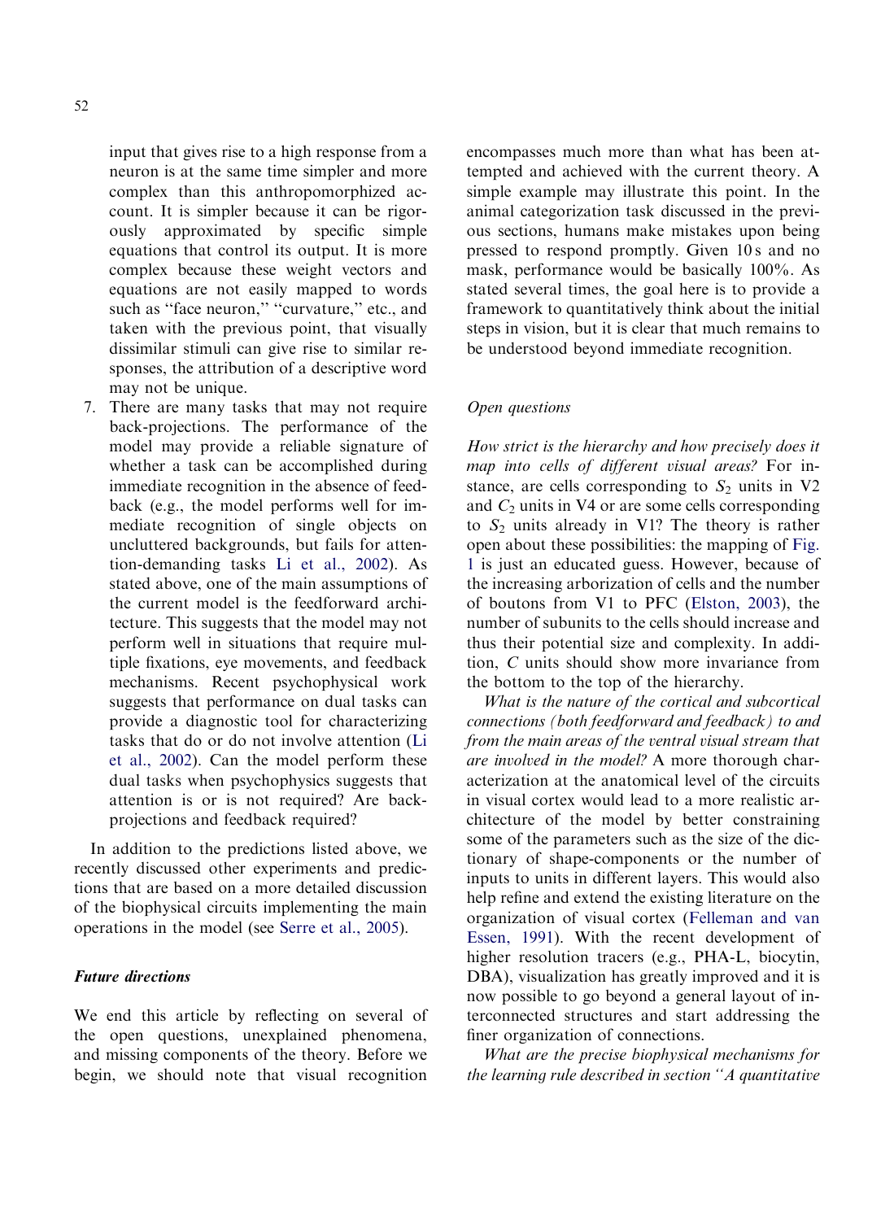input that gives rise to a high response from a neuron is at the same time simpler and more complex than this anthropomorphized account. It is simpler because it can be rigorously approximated by specific simple equations that control its output. It is more complex because these weight vectors and equations are not easily mapped to words such as "face neuron," "curvature," etc., and taken with the previous point, that visually dissimilar stimuli can give rise to similar responses, the attribution of a descriptive word may not be unique.

7. There are many tasks that may not require back-projections. The performance of the model may provide a reliable signature of whether a task can be accomplished during immediate recognition in the absence of feedback (e.g., the model performs well for immediate recognition of single objects on uncluttered backgrounds, but fails for attention-demanding tasks Li et al., 2002). As stated above, one of the main assumptions of the current model is the feedforward architecture. This suggests that the model may not perform well in situations that require multiple fixations, eye movements, and feedback mechanisms. Recent psychophysical work suggests that performance on dual tasks can provide a diagnostic tool for characterizing tasks that do or do not involve attention (Li et al., 2002). Can the model perform these dual tasks when psychophysics suggests that attention is or is not required? Are back-projections and feedback required?

In addition to the predictions listed above, we recently discussed other experiments and predictions that are based on a more detailed discussion of the biophysical circuits implementing the main operations in the model (see Serre et al., 2005).

## Future directions

We end this article by reflecting on several of the open questions, unexplained phenomena, and missing components of the theory. Before we begin, we should note that visual recognition encompasses much more than what has been attempted and achieved with the current theory. A simple example may illustrate this point. In the animal categorization task discussed in the previous sections, humans make mistakes upon being pressed to respond promptly. Given 10 s and no mask, performance would be basically 100%. As stated several times, the goal here is to provide a framework to quantitatively think about the initial steps in vision, but it is clear that much remains to be understood beyond immediate recognition.

### *Open questions*

*How strict is the hierarchy and how precisely does it map into cells of different visual areas?* For instance, are cells corresponding to $S_2$ units in V2 and $C_2$ units in V4 or are some cells corresponding to $S_2$ units already in V1? The theory is rather open about these possibilities: the mapping of Fig. 1 is just an educated guess. However, because of the increasing arborization of cells and the number of boutons from V1 to PFC (Elston, 2003), the number of subunits to the cells should increase and thus their potential size and complexity. In addition, C units should show more invariance from the bottom to the top of the hierarchy.

*What is the nature of the cortical and subcortical connections (both feedforward and feedback) to and from the main areas of the ventral visual stream that are involved in the model?* A more thorough characterization at the anatomical level of the circuits in visual cortex would lead to a more realistic architecture of the model by better constraining some of the parameters such as the size of the dictionary of shape-components or the number of inputs to units in different layers. This would also help refine and extend the existing literature on the organization of visual cortex (Felleman and van Essen, 1991). With the recent development of higher resolution tracers (e.g., PHA-L, biocytin, DBA), visualization has greatly improved and it is now possible to go beyond a general layout of interconnected structures and start addressing the finer organization of connections.

*What are the precise biophysical mechanisms for the learning rule described in section "A quantitative*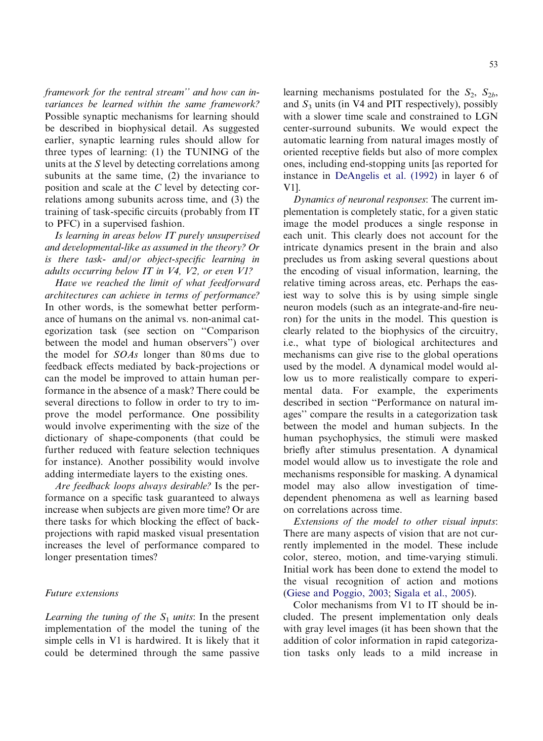*framework for the ventral stream" and how can invariances be learned within the same framework?* Possible synaptic mechanisms for learning should be described in biophysical detail. As suggested earlier, synaptic learning rules should allow for three types of learning: (1) the TUNING of the units at the *S* level by detecting correlations among subunits at the same time, (2) the invariance to position and scale at the *C* level by detecting correlations among subunits across time, and (3) the training of task-specific circuits (probably from IT to PFC) in a supervised fashion.

*Is learning in areas below IT purely unsupervised and developmental-like as assumed in the theory? Or is there task- and/or object-specific learning in adults occurring below IT in V4, V2, or even V1?*

*Have we reached the limit of what feedforward architectures can achieve in terms of performance?* In other words, is the somewhat better performance of humans on the animal vs. non-animal categorization task (see section on "Comparison between the model and human observers") over the model for *SOAs* longer than 80 ms due to feedback effects mediated by back-projections or can the model be improved to attain human performance in the absence of a mask? There could be several directions to follow in order to try to improve the model performance. One possibility would involve experimenting with the size of the dictionary of shape-components (that could be further reduced with feature selection techniques for instance). Another possibility would involve adding intermediate layers to the existing ones.

*Are feedback loops always desirable?* Is the performance on a specific task guaranteed to always increase when subjects are given more time? Or are there tasks for which blocking the effect of back-projections with rapid masked visual presentation increases the level of performance compared to longer presentation times?

### Future extensions

*Learning the tuning of the $S_1$ units*: In the present implementation of the model the tuning of the simple cells in V1 is hardwired. It is likely that it could be determined through the same passive learning mechanisms postulated for the $S_2$, $S_{2b}$, and $S_3$ units (in V4 and PIT respectively), possibly with a slower time scale and constrained to LGN center-surround subunits. We would expect the automatic learning from natural images mostly of oriented receptive fields but also of more complex ones, including end-stopping units [as reported for instance in DeAngelis et al. (1992) in layer 6 of V1].

*Dynamics of neuronal responses*: The current implementation is completely static, for a given static image the model produces a single response in each unit. This clearly does not account for the intricate dynamics present in the brain and also precludes us from asking several questions about the encoding of visual information, learning, the relative timing across areas, etc. Perhaps the easiest way to solve this is by using simple single neuron models (such as an integrate-and-fire neuron) for the units in the model. This question is clearly related to the biophysics of the circuitry, i.e., what type of biological architectures and mechanisms can give rise to the global operations used by the model. A dynamical model would allow us to more realistically compare to experimental data. For example, the experiments described in section "Performance on natural images" compare the results in a categorization task between the model and human subjects. In the human psychophysics, the stimuli were masked briefly after stimulus presentation. A dynamical model would allow us to investigate the role and mechanisms responsible for masking. A dynamical model may also allow investigation of time-dependent phenomena as well as learning based on correlations across time.

*Extensions of the model to other visual inputs*: There are many aspects of vision that are not currently implemented in the model. These include color, stereo, motion, and time-varying stimuli. Initial work has been done to extend the model to the visual recognition of action and motions (Giese and Poggio, 2003; Sigala et al., 2005).

Color mechanisms from V1 to IT should be included. The present implementation only deals with gray level images (it has been shown that the addition of color information in rapid categorization tasks only leads to a mild increase in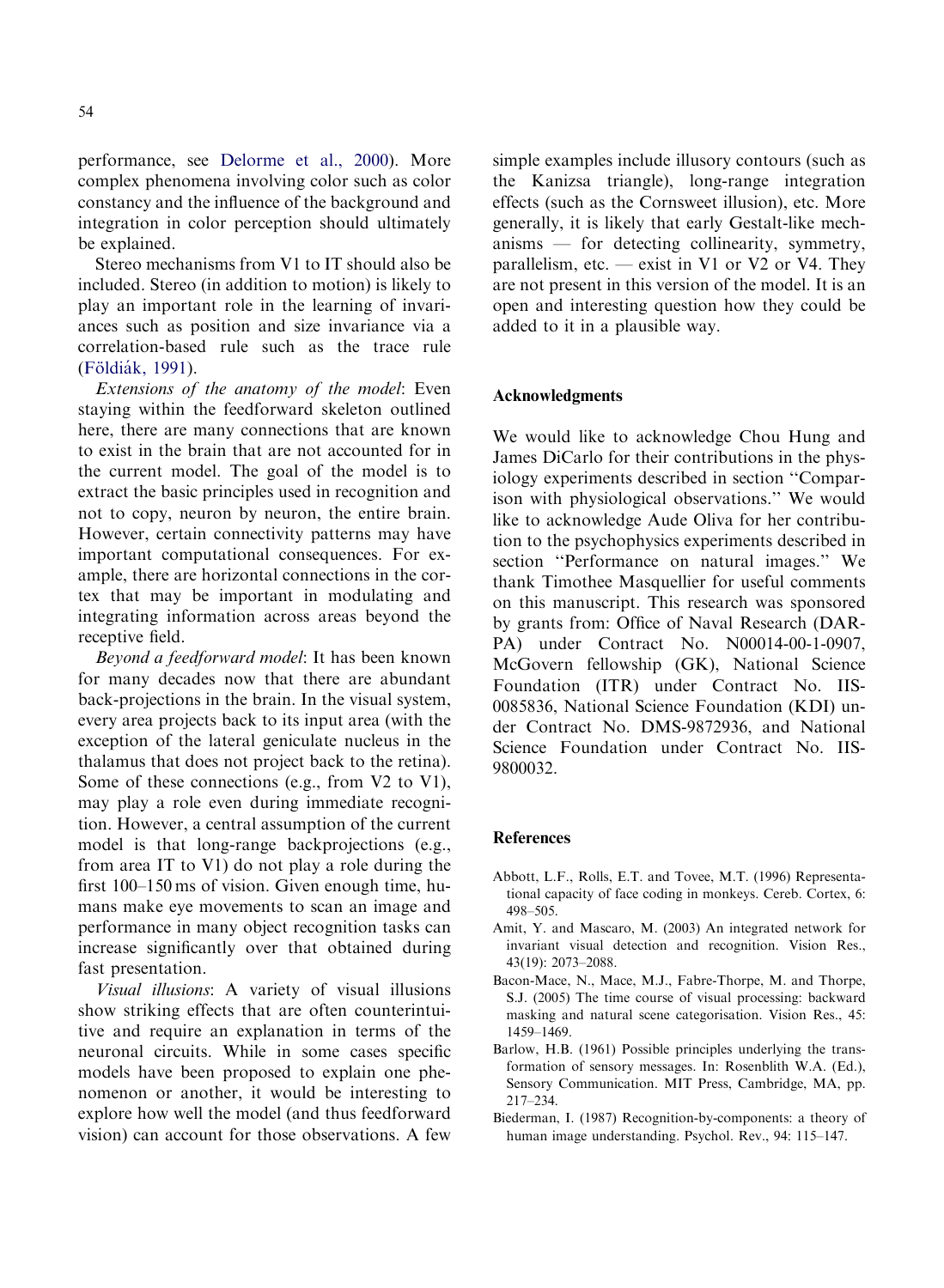performance, see Delorme et al., 2000). More complex phenomena involving color such as color constancy and the influence of the background and integration in color perception should ultimately be explained.

Stereo mechanisms from V1 to IT should also be included. Stereo (in addition to motion) is likely to play an important role in the learning of invariances such as position and size invariance via a correlation-based rule such as the trace rule (Földiák, 1991).

*Extensions of the anatomy of the model*: Even staying within the feedforward skeleton outlined here, there are many connections that are known to exist in the brain that are not accounted for in the current model. The goal of the model is to extract the basic principles used in recognition and not to copy, neuron by neuron, the entire brain. However, certain connectivity patterns may have important computational consequences. For example, there are horizontal connections in the cortex that may be important in modulating and integrating information across areas beyond the receptive field.

*Beyond a feedforward model*: It has been known for many decades now that there are abundant back-projections in the brain. In the visual system, every area projects back to its input area (with the exception of the lateral geniculate nucleus in the thalamus that does not project back to the retina). Some of these connections (e.g., from V2 to V1), may play a role even during immediate recognition. However, a central assumption of the current model is that long-range backprojections (e.g., from area IT to V1) do not play a role during the first 100–150 ms of vision. Given enough time, humans make eye movements to scan an image and performance in many object recognition tasks can increase significantly over that obtained during fast presentation.

*Visual illusions*: A variety of visual illusions show striking effects that are often counterintuitive and require an explanation in terms of the neuronal circuits. While in some cases specific models have been proposed to explain one phenomenon or another, it would be interesting to explore how well the model (and thus feedforward vision) can account for those observations. A few simple examples include illusory contours (such as the Kanizsa triangle), long-range integration effects (such as the Cornsweet illusion), etc. More generally, it is likely that early Gestalt-like mechanisms — for detecting collinearity, symmetry, parallelism, etc. — exist in V1 or V2 or V4. They are not present in this version of the model. It is an open and interesting question how they could be added to it in a plausible way.

## Acknowledgments

We would like to acknowledge Chou Hung and James DiCarlo for their contributions in the physiology experiments described in section ''Comparison with physiological observations.'' We would like to acknowledge Aude Oliva for her contribution to the psychophysics experiments described in section ''Performance on natural images.'' We thank Timothee Masquellier for useful comments on this manuscript. This research was sponsored by grants from: Office of Naval Research (DARPA) under Contract No. N00014-00-1-0907, McGovern fellowship (GK), National Science Foundation (ITR) under Contract No. IIS-0085836, National Science Foundation (KDI) under Contract No. DMS-9872936, and National Science Foundation under Contract No. IIS-9800032.

## References

Abbott, L.F., Rolls, E.T. and Tovee, M.T. (1996) Representational capacity of face coding in monkeys. Cereb. Cortex, 6: 498–505.

Amit, Y. and Mascaro, M. (2003) An integrated network for invariant visual detection and recognition. Vision Res., 43(19): 2073–2088.

Bacon-Mace, N., Mace, M.J., Fabre-Thorpe, M. and Thorpe, S.J. (2005) The time course of visual processing: backward masking and natural scene categorisation. Vision Res., 45: 1459–1469.

Barlow, H.B. (1961) Possible principles underlying the transformation of sensory messages. In: Rosenblith W.A. (Ed.), Sensory Communication. MIT Press, Cambridge, MA, pp. 217–234.

Biederman, I. (1987) Recognition-by-components: a theory of human image understanding. Psychol. Rev., 94: 115–147.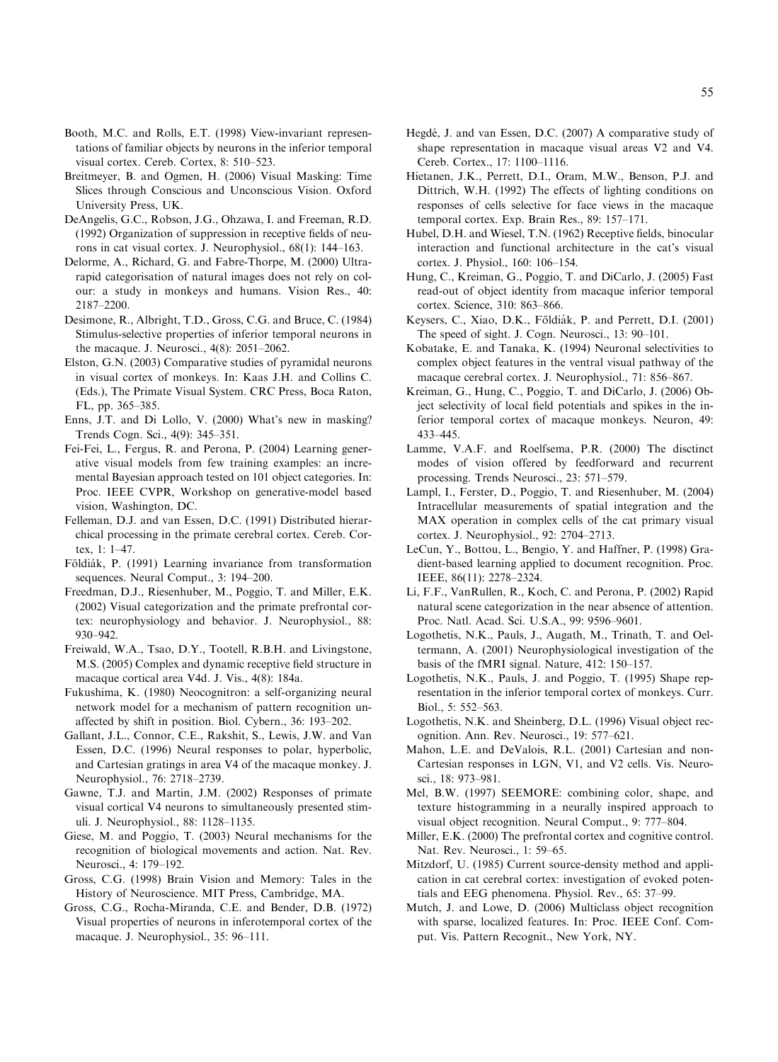Booth, M.C. and Rolls, E.T. (1998) View-invariant representations of familiar objects by neurons in the inferior temporal visual cortex. Cereb. Cortex, 8: 510–523.

Breitmeyer, B. and Ogmen, H. (2006) Visual Masking: Time Slices through Conscious and Unconscious Vision. Oxford University Press, UK.

DeAngelis, G.C., Robson, J.G., Ohzawa, I. and Freeman, R.D. (1992) Organization of suppression in receptive fields of neurons in cat visual cortex. J. Neurophysiol., 68(1): 144–163.

Delorme, A., Richard, G. and Fabre-Thorpe, M. (2000) Ultra-rapid categorisation of natural images does not rely on colour: a study in monkeys and humans. Vision Res., 40: 2187–2200.

Desimone, R., Albright, T.D., Gross, C.G. and Bruce, C. (1984) Stimulus-selective properties of inferior temporal neurons in the macaque. J. Neurosci., 4(8): 2051–2062.

Elston, G.N. (2003) Comparative studies of pyramidal neurons in visual cortex of monkeys. In: Kaas J.H. and Collins C. (Eds.), The Primate Visual System. CRC Press, Boca Raton, FL, pp. 365–385.

Enns, J.T. and Di Lollo, V. (2000) What's new in masking? Trends Cogn. Sci., 4(9): 345–351.

Fei-Fei, L., Fergus, R. and Perona, P. (2004) Learning generative visual models from few training examples: an incremental Bayesian approach tested on 101 object categories. In: Proc. IEEE CVPR, Workshop on generative-model based vision, Washington, DC.

Felleman, D.J. and van Essen, D.C. (1991) Distributed hierarchical processing in the primate cerebral cortex. Cereb. Cortex, 1: 1–47.

Földiák, P. (1991) Learning invariance from transformation sequences. Neural Comput., 3: 194–200.

Freedman, D.J., Riesenhuber, M., Poggio, T. and Miller, E.K. (2002) Visual categorization and the primate prefrontal cortex: neurophysiology and behavior. J. Neurophysiol., 88: 930–942.

Freiwald, W.A., Tsao, D.Y., Tootell, R.B.H. and Livingstone, M.S. (2005) Complex and dynamic receptive field structure in macaque cortical area V4d. J. Vis., 4(8): 184a.

Fukushima, K. (1980) Neocognitron: a self-organizing neural network model for a mechanism of pattern recognition unaffected by shift in position. Biol. Cybern., 36: 193–202.

Gallant, J.L., Connor, C.E., Rakshit, S., Lewis, J.W. and Van Essen, D.C. (1996) Neural responses to polar, hyperbolic, and Cartesian gratings in area V4 of the macaque monkey. J. Neurophysiol., 76: 2718–2739.

Gawne, T.J. and Martin, J.M. (2002) Responses of primate visual cortical V4 neurons to simultaneously presented stimuli. J. Neurophysiol., 88: 1128–1135.

Giese, M. and Poggio, T. (2003) Neural mechanisms for the recognition of biological movements and action. Nat. Rev. Neurosci., 4: 179–192.

Gross, C.G. (1998) Brain Vision and Memory: Tales in the History of Neuroscience. MIT Press, Cambridge, MA.

Gross, C.G., Rocha-Miranda, C.E. and Bender, D.B. (1972) Visual properties of neurons in inferotemporal cortex of the macaque. J. Neurophysiol., 35: 96–111.

Hegdé, J. and van Essen, D.C. (2007) A comparative study of shape representation in macaque visual areas V2 and V4. Cereb. Cortex., 17: 1100–1116.

Hietanen, J.K., Perrett, D.I., Oram, M.W., Benson, P.J. and Dittrich, W.H. (1992) The effects of lighting conditions on responses of cells selective for face views in the macaque temporal cortex. Exp. Brain Res., 89: 157–171.

Hubel, D.H. and Wiesel, T.N. (1962) Receptive fields, binocular interaction and functional architecture in the cat's visual cortex. J. Physiol., 160: 106–154.

Hung, C., Kreiman, G., Poggio, T. and DiCarlo, J. (2005) Fast read-out of object identity from macaque inferior temporal cortex. Science, 310: 863–866.

Keysers, C., Xiao, D.K., Földiák, P. and Perrett, D.I. (2001) The speed of sight. J. Cogn. Neurosci., 13: 90–101.

Kobatake, E. and Tanaka, K. (1994) Neuronal selectivities to complex object features in the ventral visual pathway of the macaque cerebral cortex. J. Neurophysiol., 71: 856–867.

Kreiman, G., Hung, C., Poggio, T. and DiCarlo, J. (2006) Object selectivity of local field potentials and spikes in the inferior temporal cortex of macaque monkeys. Neuron, 49: 433–445.

Lamme, V.A.F. and Roelfsema, P.R. (2000) The disctinct modes of vision offered by feedforward and recurrent processing. Trends Neurosci., 23: 571–579.

Lampl, I., Ferster, D., Poggio, T. and Riesenhuber, M. (2004) Intracellular measurements of spatial integration and the MAX operation in complex cells of the cat primary visual cortex. J. Neurophysiol., 92: 2704–2713.

LeCun, Y., Bottou, L., Bengio, Y. and Haffner, P. (1998) Gradient-based learning applied to document recognition. Proc. IEEE, 86(11): 2278–2324.

Li, F.F., VanRullen, R., Koch, C. and Perona, P. (2002) Rapid natural scene categorization in the near absence of attention. Proc. Natl. Acad. Sci. U.S.A., 99: 9596–9601.

Logothetis, N.K., Pauls, J., Augath, M., Trinath, T. and Oeltermann, A. (2001) Neurophysiological investigation of the basis of the fMRI signal. Nature, 412: 150–157.

Logothetis, N.K., Pauls, J. and Poggio, T. (1995) Shape representation in the inferior temporal cortex of monkeys. Curr. Biol., 5: 552–563.

Logothetis, N.K. and Sheinberg, D.L. (1996) Visual object recognition. Ann. Rev. Neurosci., 19: 577–621.

Mahon, L.E. and DeValois, R.L. (2001) Cartesian and non-Cartesian responses in LGN, V1, and V2 cells. Vis. Neurosci., 18: 973–981.

Mel, B.W. (1997) SEEMORE: combining color, shape, and texture histogramming in a neurally inspired approach to visual object recognition. Neural Comput., 9: 777–804.

Miller, E.K. (2000) The prefrontal cortex and cognitive control. Nat. Rev. Neurosci., 1: 59–65.

Mitzdorf, U. (1985) Current source-density method and application in cat cerebral cortex: investigation of evoked potentials and EEG phenomena. Physiol. Rev., 65: 37–99.

Mutch, J. and Lowe, D. (2006) Multiclass object recognition with sparse, localized features. In: Proc. IEEE Conf. Comput. Vis. Pattern Recognit., New York, NY.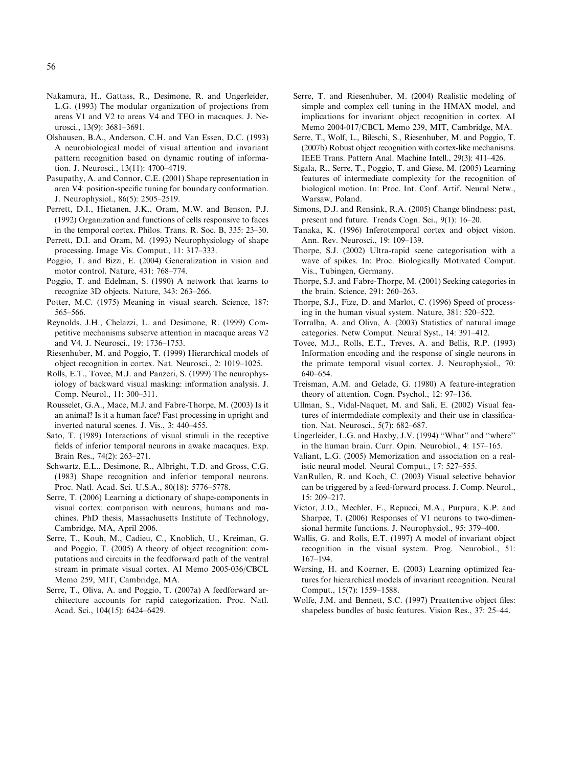Nakamura, H., Gattass, R., Desimone, R. and Ungerleider, L.G. (1993) The modular organization of projections from areas V1 and V2 to areas V4 and TEO in macaques. J. Neurosci., 13(9): 3681–3691.

Olshausen, B.A., Anderson, C.H. and Van Essen, D.C. (1993) A neurobiological model of visual attention and invariant pattern recognition based on dynamic routing of information. J. Neurosci., 13(11): 4700–4719.

Pasupathy, A. and Connor, C.E. (2001) Shape representation in area V4: position-specific tuning for boundary conformation. J. Neurophysiol., 86(5): 2505–2519.

Perrett, D.I., Hietanen, J.K., Oram, M.W. and Benson, P.J. (1992) Organization and functions of cells responsive to faces in the temporal cortex. Philos. Trans. R. Soc. B, 335: 23–30.

Perrett, D.I. and Oram, M. (1993) Neurophysiology of shape processing. Image Vis. Comput., 11: 317–333.

Poggio, T. and Bizzi, E. (2004) Generalization in vision and motor control. Nature, 431: 768–774.

Poggio, T. and Edelman, S. (1990) A network that learns to recognize 3D objects. Nature, 343: 263–266.

Potter, M.C. (1975) Meaning in visual search. Science, 187: 565–566.

Reynolds, J.H., Chelazzi, L. and Desimone, R. (1999) Competitive mechanisms subserve attention in macaque areas V2 and V4. J. Neurosci., 19: 1736–1753.

Riesenhuber, M. and Poggio, T. (1999) Hierarchical models of object recognition in cortex. Nat. Neurosci., 2: 1019–1025.

Rolls, E.T., Tovee, M.J. and Panzeri, S. (1999) The neurophysiology of backward visual masking: information analysis. J. Comp. Neurol., 11: 300–311.

Rousselet, G.A., Mace, M.J. and Fabre-Thorpe, M. (2003) Is it an animal? Is it a human face? Fast processing in upright and inverted natural scenes. J. Vis., 3: 440–455.

Sato, T. (1989) Interactions of visual stimuli in the receptive fields of inferior temporal neurons in awake macaques. Exp. Brain Res., 74(2): 263–271.

Schwartz, E.L., Desimone, R., Albright, T.D. and Gross, C.G. (1983) Shape recognition and inferior temporal neurons. Proc. Natl. Acad. Sci. U.S.A., 80(18): 5776–5778.

Serre, T. (2006) Learning a dictionary of shape-components in visual cortex: comparison with neurons, humans and machines. PhD thesis, Massachusetts Institute of Technology, Cambridge, MA, April 2006.

Serre, T., Kouh, M., Cadieu, C., Knoblich, U., Kreiman, G. and Poggio, T. (2005) A theory of object recognition: computations and circuits in the feedforward path of the ventral stream in primate visual cortex. AI Memo 2005-036/CBCL Memo 259, MIT, Cambridge, MA.

Serre, T., Oliva, A. and Poggio, T. (2007a) A feedforward architecture accounts for rapid categorization. Proc. Natl. Acad. Sci., 104(15): 6424–6429.

Serre, T. and Riesenhuber, M. (2004) Realistic modeling of simple and complex cell tuning in the HMAX model, and implications for invariant object recognition in cortex. AI Memo 2004-017/CBCL Memo 239, MIT, Cambridge, MA.

Serre, T., Wolf, L., Bileschi, S., Riesenhuber, M. and Poggio, T. (2007b) Robust object recognition with cortex-like mechanisms. IEEE Trans. Pattern Anal. Machine Intell., 29(3): 411–426.

Sigala, R., Serre, T., Poggio, T. and Giese, M. (2005) Learning features of intermediate complexity for the recognition of biological motion. In: Proc. Int. Conf. Artif. Neural Netw., Warsaw, Poland.

Simons, D.J. and Rensink, R.A. (2005) Change blindness: past, present and future. Trends Cogn. Sci., 9(1): 16–20.

Tanaka, K. (1996) Inferotemporal cortex and object vision. Ann. Rev. Neurosci., 19: 109–139.

Thorpe, S.J. (2002) Ultra-rapid scene categorisation with a wave of spikes. In: Proc. Biologically Motivated Comput. Vis., Tubingen, Germany.

Thorpe, S.J. and Fabre-Thorpe, M. (2001) Seeking categories in the brain. Science, 291: 260–263.

Thorpe, S.J., Fize, D. and Marlot, C. (1996) Speed of processing in the human visual system. Nature, 381: 520–522.

Torralba, A. and Oliva, A. (2003) Statistics of natural image categories. Netw Comput. Neural Syst., 14: 391–412.

Tovee, M.J., Rolls, E.T., Treves, A. and Bellis, R.P. (1993) Information encoding and the response of single neurons in the primate temporal visual cortex. J. Neurophysiol., 70: 640–654.

Treisman, A.M. and Gelade, G. (1980) A feature-integration theory of attention. Cogn. Psychol., 12: 97–136.

Ullman, S., Vidal-Naquet, M. and Sali, E. (2002) Visual features of intermdediate complexity and their use in classification. Nat. Neurosci., 5(7): 682–687.

Ungerleider, L.G. and Haxby, J.V. (1994) "What" and "where" in the human brain. Curr. Opin. Neurobiol., 4: 157–165.

Valiant, L.G. (2005) Memorization and association on a realistic neural model. Neural Comput., 17: 527–555.

VanRullen, R. and Koch, C. (2003) Visual selective behavior can be triggered by a feed-forward process. J. Comp. Neurol., 15: 209–217.

Victor, J.D., Mechler, F., Repucci, M.A., Purpura, K.P. and Sharpee, T. (2006) Responses of V1 neurons to two-dimensional hermite functions. J. Neurophysiol., 95: 379–400.

Wallis, G. and Rolls, E.T. (1997) A model of invariant object recognition in the visual system. Prog. Neurobiol., 51: 167–194.

Wersing, H. and Koerner, E. (2003) Learning optimized features for hierarchical models of invariant recognition. Neural Comput., 15(7): 1559–1588.

Wolfe, J.M. and Bennett, S.C. (1997) Preattentive object files: shapeless bundles of basic features. Vision Res., 37: 25–44.